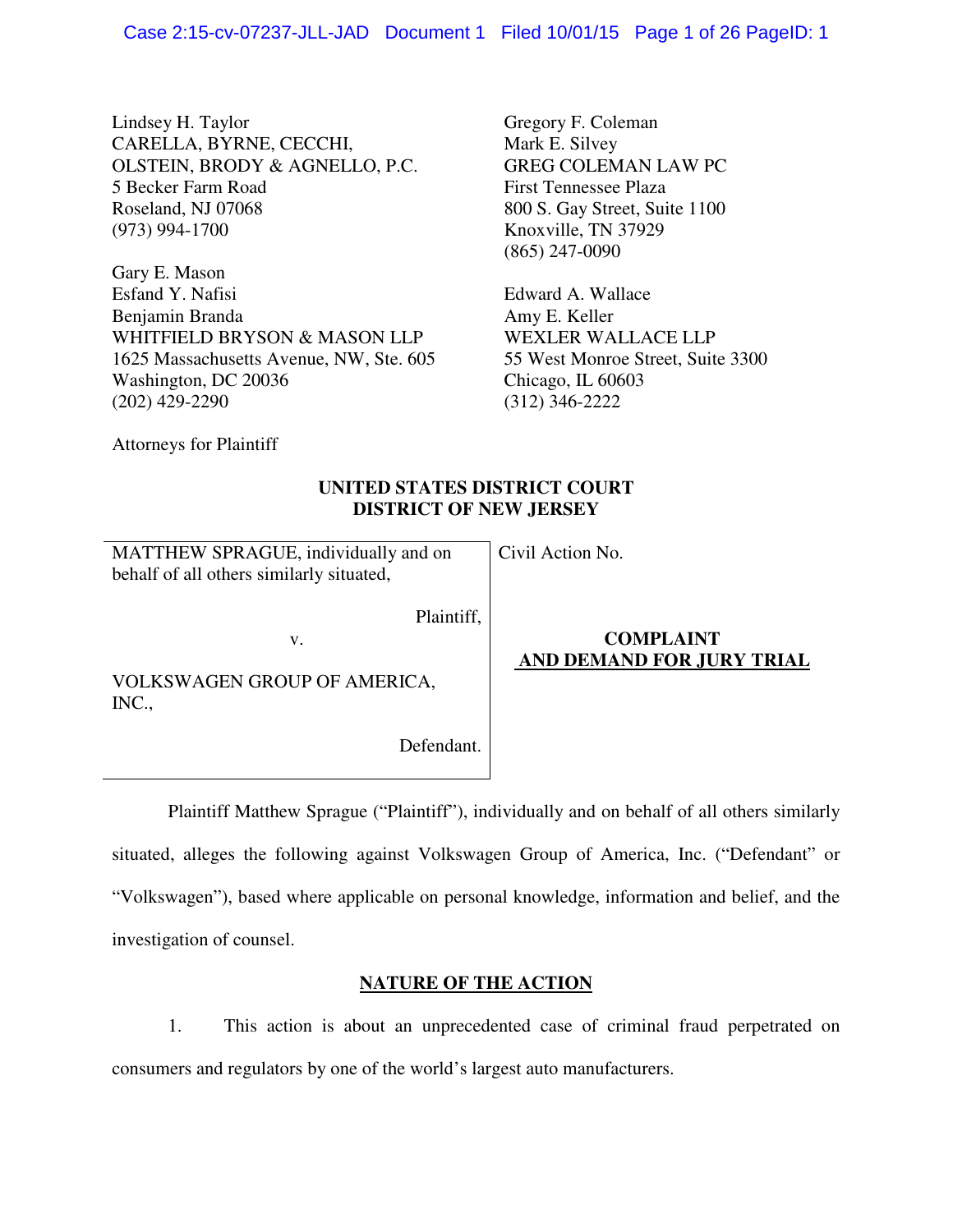Lindsey H. Taylor
CARELLA, BYRNE, CECCHI,
OLSTEIN, BRODY & AGNELLO, P.C.
5 Becker Farm Road
Roseland, NJ 07068
(973) 994-1700

Gregory F. Coleman
Mark E. Silvey
GREG COLEMAN LAW PC
First Tennessee Plaza
800 S. Gay Street, Suite 1100
Knoxville, TN 37929
(865) 247-0090

Gary E. Mason
Esfand Y. Nafisi
Benjamin Branda
WHITFIELD BRYSON & MASON LLP
1625 Massachusetts Avenue, NW, Ste. 605
Washington, DC 20036
(202) 429-2290

Edward A. Wallace
Amy E. Keller
WEXLER WALLACE LLP
55 West Monroe Street, Suite 3300
Chicago, IL 60603
(312) 346-2222

Attorneys for Plaintiff

**UNITED STATES DISTRICT COURT**
**DISTRICT OF NEW JERSEY**

MATTHEW SPRAGUE, individually and on behalf of all others similarly situated,

Plaintiff,

v.

VOLKSWAGEN GROUP OF AMERICA, INC.,

Defendant.

Civil Action No.

**COMPLAINT AND DEMAND FOR JURY TRIAL**

Plaintiff Matthew Sprague ("Plaintiff"), individually and on behalf of all others similarly situated, alleges the following against Volkswagen Group of America, Inc. ("Defendant" or "Volkswagen"), based where applicable on personal knowledge, information and belief, and the investigation of counsel.

## NATURE OF THE ACTION

1. This action is about an unprecedented case of criminal fraud perpetrated on consumers and regulators by one of the world's largest auto manufacturers.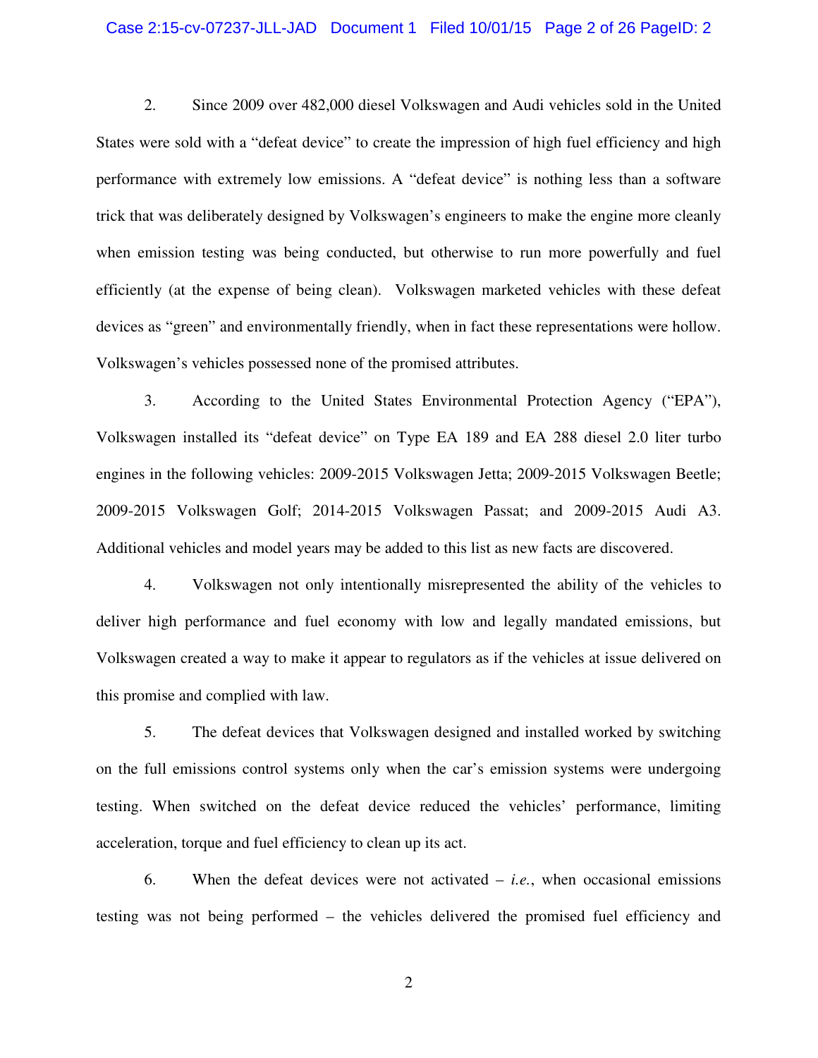2. Since 2009 over 482,000 diesel Volkswagen and Audi vehicles sold in the United States were sold with a "defeat device" to create the impression of high fuel efficiency and high performance with extremely low emissions. A "defeat device" is nothing less than a software trick that was deliberately designed by Volkswagen's engineers to make the engine more cleanly when emission testing was being conducted, but otherwise to run more powerfully and fuel efficiently (at the expense of being clean). Volkswagen marketed vehicles with these defeat devices as "green" and environmentally friendly, when in fact these representations were hollow. Volkswagen's vehicles possessed none of the promised attributes.

3. According to the United States Environmental Protection Agency ("EPA"), Volkswagen installed its "defeat device" on Type EA 189 and EA 288 diesel 2.0 liter turbo engines in the following vehicles: 2009-2015 Volkswagen Jetta; 2009-2015 Volkswagen Beetle; 2009-2015 Volkswagen Golf; 2014-2015 Volkswagen Passat; and 2009-2015 Audi A3. Additional vehicles and model years may be added to this list as new facts are discovered.

4. Volkswagen not only intentionally misrepresented the ability of the vehicles to deliver high performance and fuel economy with low and legally mandated emissions, but Volkswagen created a way to make it appear to regulators as if the vehicles at issue delivered on this promise and complied with law.

5. The defeat devices that Volkswagen designed and installed worked by switching on the full emissions control systems only when the car's emission systems were undergoing testing. When switched on the defeat device reduced the vehicles' performance, limiting acceleration, torque and fuel efficiency to clean up its act.

6. When the defeat devices were not activated – *i.e.*, when occasional emissions testing was not being performed – the vehicles delivered the promised fuel efficiency and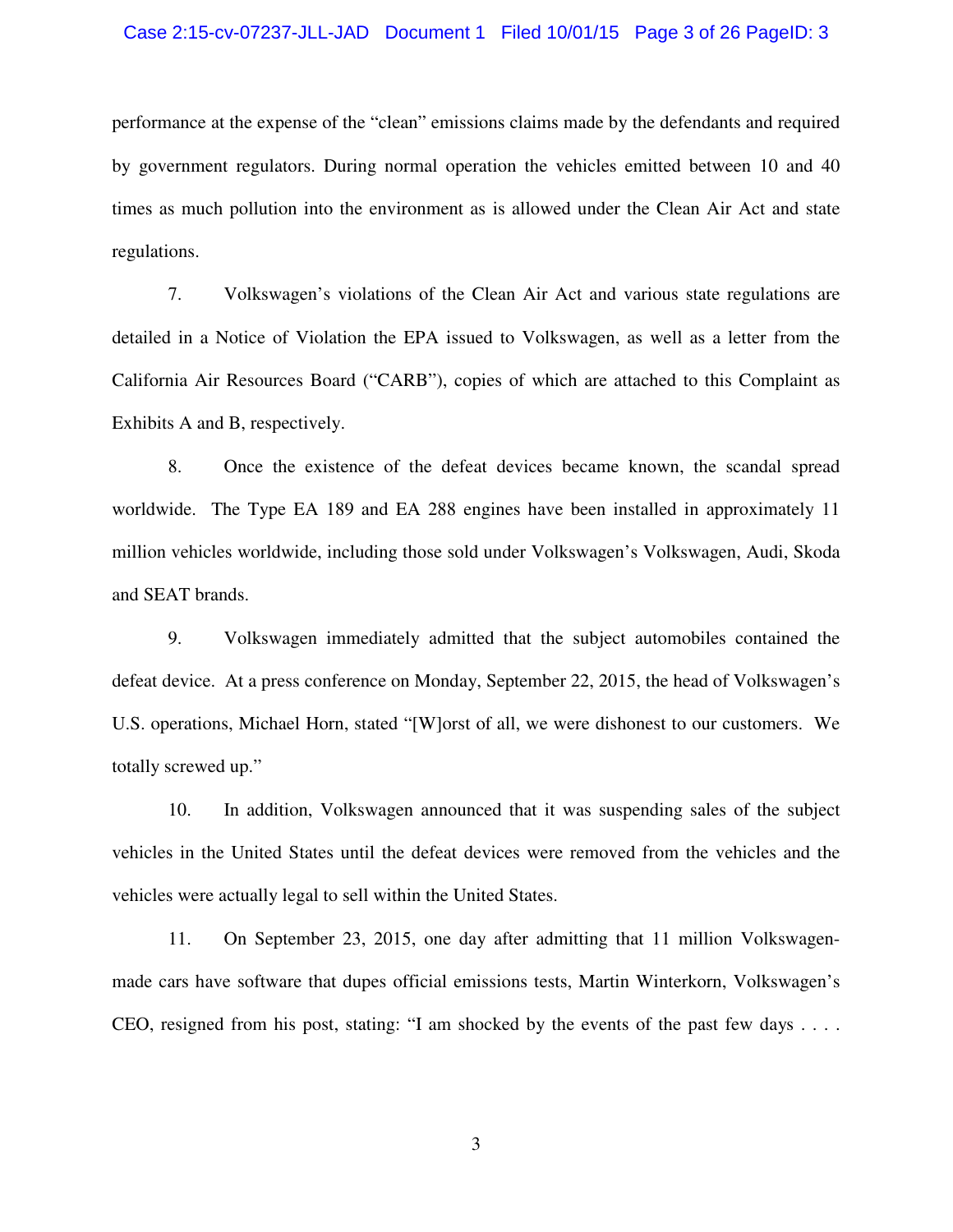performance at the expense of the "clean" emissions claims made by the defendants and required by government regulators. During normal operation the vehicles emitted between 10 and 40 times as much pollution into the environment as is allowed under the Clean Air Act and state regulations.

7. Volkswagen's violations of the Clean Air Act and various state regulations are detailed in a Notice of Violation the EPA issued to Volkswagen, as well as a letter from the California Air Resources Board ("CARB"), copies of which are attached to this Complaint as Exhibits A and B, respectively.

8. Once the existence of the defeat devices became known, the scandal spread worldwide. The Type EA 189 and EA 288 engines have been installed in approximately 11 million vehicles worldwide, including those sold under Volkswagen's Volkswagen, Audi, Skoda and SEAT brands.

9. Volkswagen immediately admitted that the subject automobiles contained the defeat device. At a press conference on Monday, September 22, 2015, the head of Volkswagen's U.S. operations, Michael Horn, stated "[W]orst of all, we were dishonest to our customers. We totally screwed up."

10. In addition, Volkswagen announced that it was suspending sales of the subject vehicles in the United States until the defeat devices were removed from the vehicles and the vehicles were actually legal to sell within the United States.

11. On September 23, 2015, one day after admitting that 11 million Volkswagen-made cars have software that dupes official emissions tests, Martin Winterkorn, Volkswagen's CEO, resigned from his post, stating: "I am shocked by the events of the past few days . . . .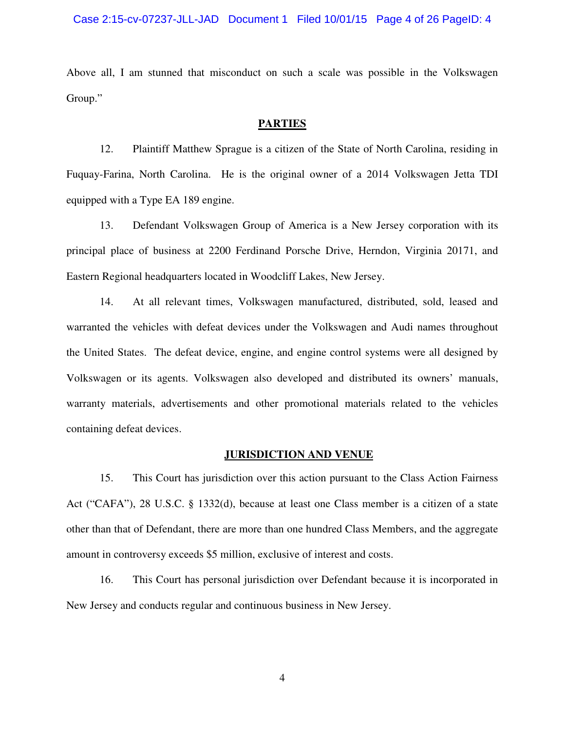Above all, I am stunned that misconduct on such a scale was possible in the Volkswagen Group."

## PARTIES

12. Plaintiff Matthew Sprague is a citizen of the State of North Carolina, residing in Fuquay-Farina, North Carolina. He is the original owner of a 2014 Volkswagen Jetta TDI equipped with a Type EA 189 engine.

13. Defendant Volkswagen Group of America is a New Jersey corporation with its principal place of business at 2200 Ferdinand Porsche Drive, Herndon, Virginia 20171, and Eastern Regional headquarters located in Woodcliff Lakes, New Jersey.

14. At all relevant times, Volkswagen manufactured, distributed, sold, leased and warranted the vehicles with defeat devices under the Volkswagen and Audi names throughout the United States. The defeat device, engine, and engine control systems were all designed by Volkswagen or its agents. Volkswagen also developed and distributed its owners' manuals, warranty materials, advertisements and other promotional materials related to the vehicles containing defeat devices.

## JURISDICTION AND VENUE

15. This Court has jurisdiction over this action pursuant to the Class Action Fairness Act ("CAFA"), 28 U.S.C. § 1332(d), because at least one Class member is a citizen of a state other than that of Defendant, there are more than one hundred Class Members, and the aggregate amount in controversy exceeds $5 million, exclusive of interest and costs.

16. This Court has personal jurisdiction over Defendant because it is incorporated in New Jersey and conducts regular and continuous business in New Jersey.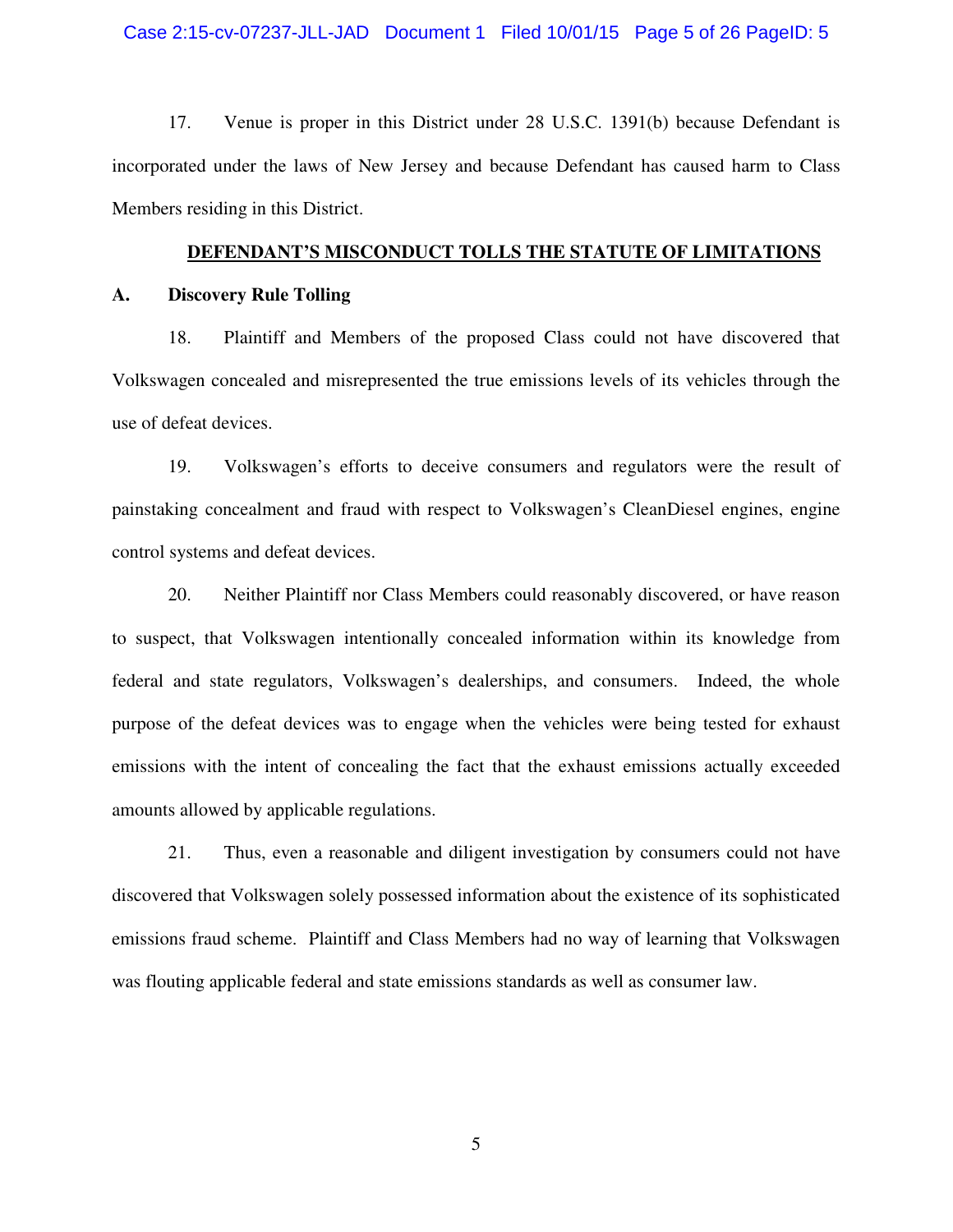17. Venue is proper in this District under 28 U.S.C. 1391(b) because Defendant is incorporated under the laws of New Jersey and because Defendant has caused harm to Class Members residing in this District.

## DEFENDANT'S MISCONDUCT TOLLS THE STATUTE OF LIMITATIONS

### A. Discovery Rule Tolling

18. Plaintiff and Members of the proposed Class could not have discovered that Volkswagen concealed and misrepresented the true emissions levels of its vehicles through the use of defeat devices.

19. Volkswagen's efforts to deceive consumers and regulators were the result of painstaking concealment and fraud with respect to Volkswagen's CleanDiesel engines, engine control systems and defeat devices.

20. Neither Plaintiff nor Class Members could reasonably discovered, or have reason to suspect, that Volkswagen intentionally concealed information within its knowledge from federal and state regulators, Volkswagen's dealerships, and consumers. Indeed, the whole purpose of the defeat devices was to engage when the vehicles were being tested for exhaust emissions with the intent of concealing the fact that the exhaust emissions actually exceeded amounts allowed by applicable regulations.

21. Thus, even a reasonable and diligent investigation by consumers could not have discovered that Volkswagen solely possessed information about the existence of its sophisticated emissions fraud scheme. Plaintiff and Class Members had no way of learning that Volkswagen was flouting applicable federal and state emissions standards as well as consumer law.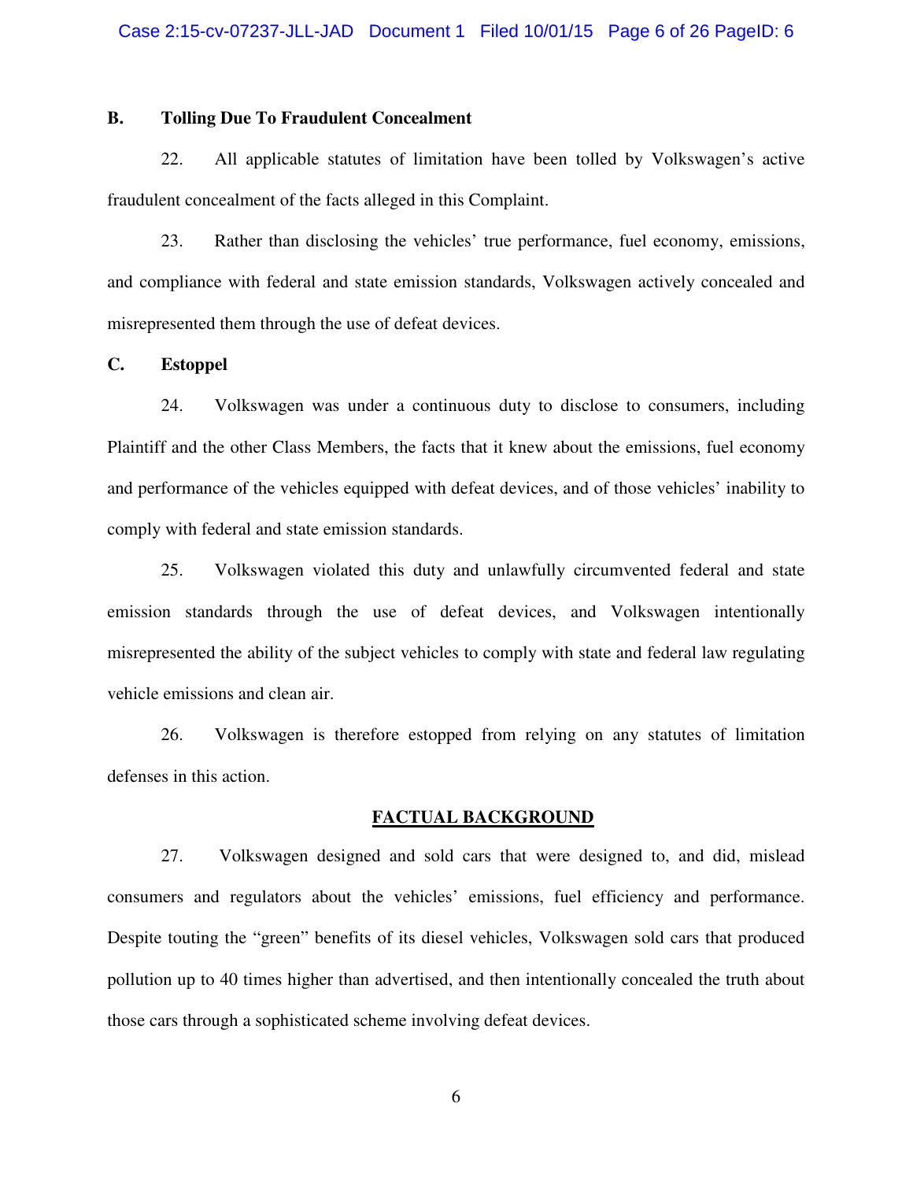### B. Tolling Due To Fraudulent Concealment

22. All applicable statutes of limitation have been tolled by Volkswagen's active fraudulent concealment of the facts alleged in this Complaint.

23. Rather than disclosing the vehicles' true performance, fuel economy, emissions, and compliance with federal and state emission standards, Volkswagen actively concealed and misrepresented them through the use of defeat devices.

### C. Estoppel

24. Volkswagen was under a continuous duty to disclose to consumers, including Plaintiff and the other Class Members, the facts that it knew about the emissions, fuel economy and performance of the vehicles equipped with defeat devices, and of those vehicles' inability to comply with federal and state emission standards.

25. Volkswagen violated this duty and unlawfully circumvented federal and state emission standards through the use of defeat devices, and Volkswagen intentionally misrepresented the ability of the subject vehicles to comply with state and federal law regulating vehicle emissions and clean air.

26. Volkswagen is therefore estopped from relying on any statutes of limitation defenses in this action.

## FACTUAL BACKGROUND

27. Volkswagen designed and sold cars that were designed to, and did, mislead consumers and regulators about the vehicles' emissions, fuel efficiency and performance. Despite touting the "green" benefits of its diesel vehicles, Volkswagen sold cars that produced pollution up to 40 times higher than advertised, and then intentionally concealed the truth about those cars through a sophisticated scheme involving defeat devices.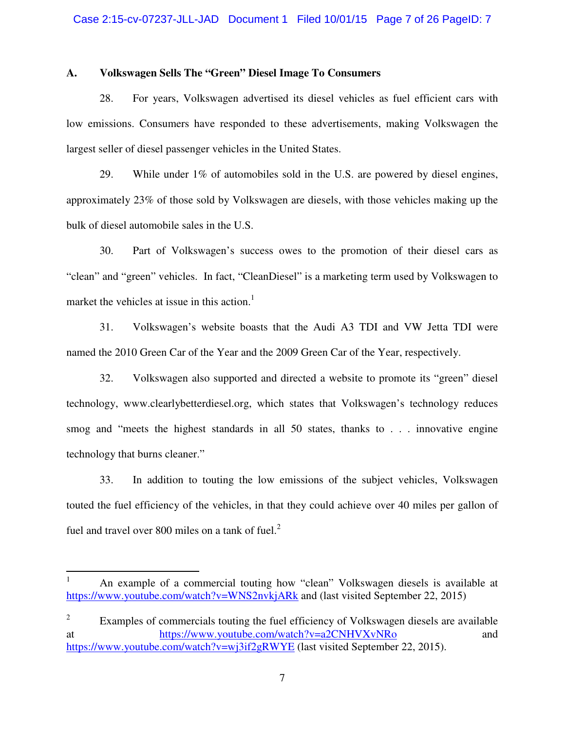### A. Volkswagen Sells The "Green" Diesel Image To Consumers

28. For years, Volkswagen advertised its diesel vehicles as fuel efficient cars with low emissions. Consumers have responded to these advertisements, making Volkswagen the largest seller of diesel passenger vehicles in the United States.

29. While under 1% of automobiles sold in the U.S. are powered by diesel engines, approximately 23% of those sold by Volkswagen are diesels, with those vehicles making up the bulk of diesel automobile sales in the U.S.

30. Part of Volkswagen's success owes to the promotion of their diesel cars as "clean" and "green" vehicles. In fact, "CleanDiesel" is a marketing term used by Volkswagen to market the vehicles at issue in this action.[1]

31. Volkswagen's website boasts that the Audi A3 TDI and VW Jetta TDI were named the 2010 Green Car of the Year and the 2009 Green Car of the Year, respectively.

32. Volkswagen also supported and directed a website to promote its "green" diesel technology, www.clearlybetterdiesel.org, which states that Volkswagen's technology reduces smog and "meets the highest standards in all 50 states, thanks to . . . innovative engine technology that burns cleaner."

33. In addition to touting the low emissions of the subject vehicles, Volkswagen touted the fuel efficiency of the vehicles, in that they could achieve over 40 miles per gallon of fuel and travel over 800 miles on a tank of fuel.[2]

---

[1] An example of a commercial touting how "clean" Volkswagen diesels is available at https://www.youtube.com/watch?v=WNS2nvkjARk and (last visited September 22, 2015)

[2] Examples of commercials touting the fuel efficiency of Volkswagen diesels are available at https://www.youtube.com/watch?v=a2CNHVXvNRo and https://www.youtube.com/watch?v=wj3if2gRWYE (last visited September 22, 2015).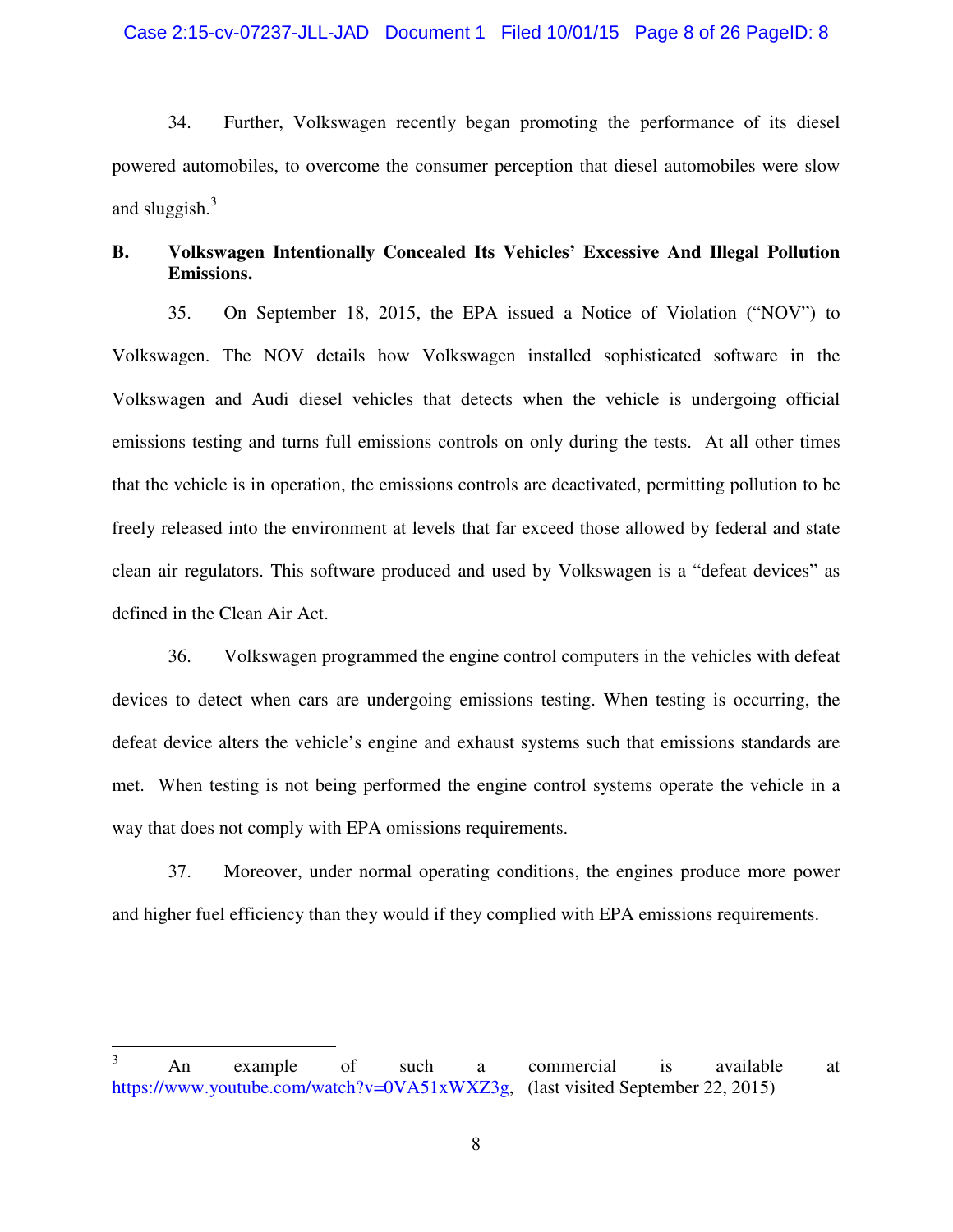34. Further, Volkswagen recently began promoting the performance of its diesel powered automobiles, to overcome the consumer perception that diesel automobiles were slow and sluggish.[3]

**B. Volkswagen Intentionally Concealed Its Vehicles' Excessive And Illegal Pollution Emissions.**

35. On September 18, 2015, the EPA issued a Notice of Violation ("NOV") to Volkswagen. The NOV details how Volkswagen installed sophisticated software in the Volkswagen and Audi diesel vehicles that detects when the vehicle is undergoing official emissions testing and turns full emissions controls on only during the tests. At all other times that the vehicle is in operation, the emissions controls are deactivated, permitting pollution to be freely released into the environment at levels that far exceed those allowed by federal and state clean air regulators. This software produced and used by Volkswagen is a "defeat devices" as defined in the Clean Air Act.

36. Volkswagen programmed the engine control computers in the vehicles with defeat devices to detect when cars are undergoing emissions testing. When testing is occurring, the defeat device alters the vehicle's engine and exhaust systems such that emissions standards are met. When testing is not being performed the engine control systems operate the vehicle in a way that does not comply with EPA omissions requirements.

37. Moreover, under normal operating conditions, the engines produce more power and higher fuel efficiency than they would if they complied with EPA emissions requirements.

---

[3] An example of such a commercial is available at https://www.youtube.com/watch?v=0VA51xWXZ3g, (last visited September 22, 2015)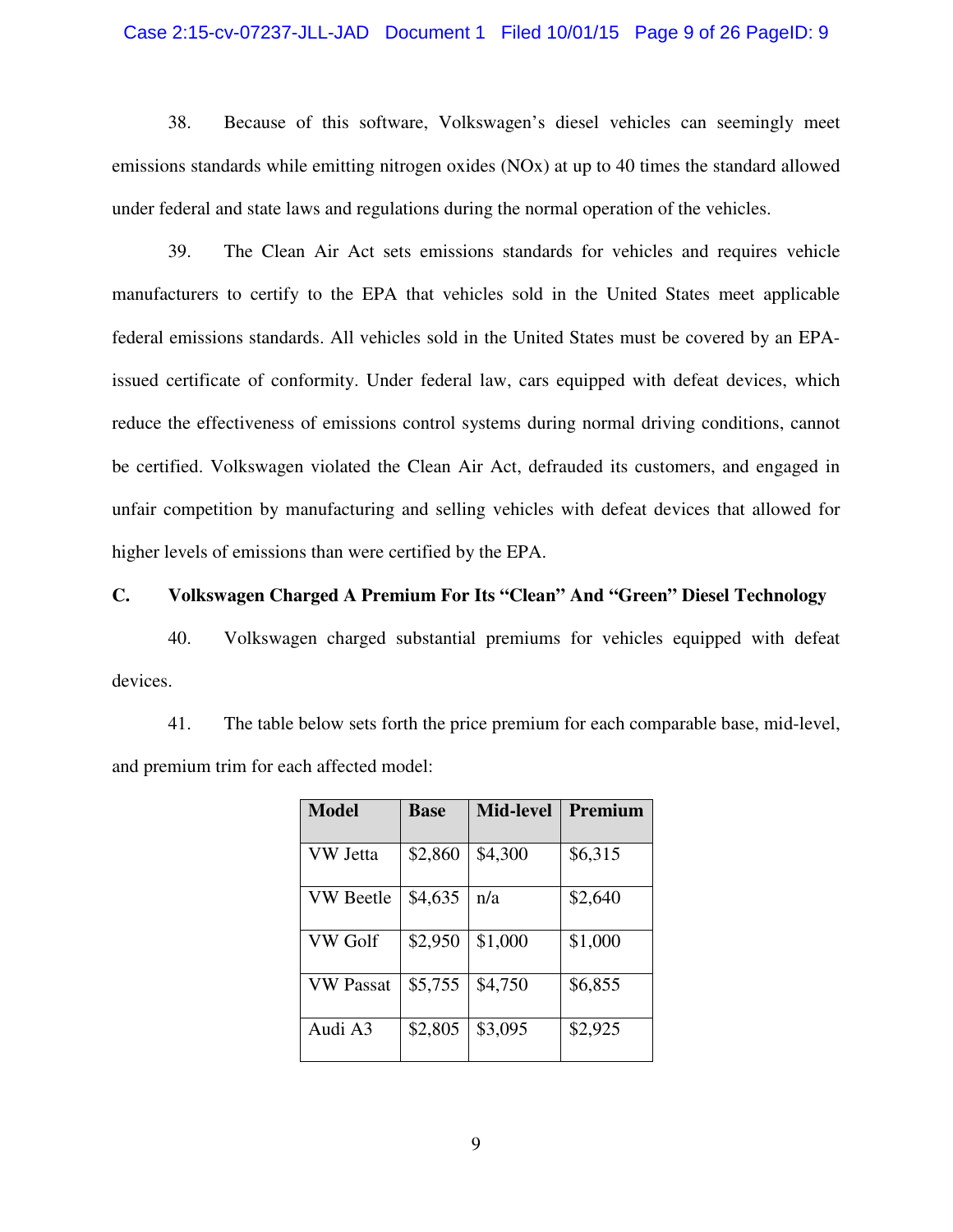38. Because of this software, Volkswagen's diesel vehicles can seemingly meet emissions standards while emitting nitrogen oxides (NOx) at up to 40 times the standard allowed under federal and state laws and regulations during the normal operation of the vehicles.

39. The Clean Air Act sets emissions standards for vehicles and requires vehicle manufacturers to certify to the EPA that vehicles sold in the United States meet applicable federal emissions standards. All vehicles sold in the United States must be covered by an EPA-issued certificate of conformity. Under federal law, cars equipped with defeat devices, which reduce the effectiveness of emissions control systems during normal driving conditions, cannot be certified. Volkswagen violated the Clean Air Act, defrauded its customers, and engaged in unfair competition by manufacturing and selling vehicles with defeat devices that allowed for higher levels of emissions than were certified by the EPA.

## C. Volkswagen Charged A Premium For Its "Clean" And "Green" Diesel Technology

40. Volkswagen charged substantial premiums for vehicles equipped with defeat devices.

41. The table below sets forth the price premium for each comparable base, mid-level, and premium trim for each affected model:

| Model | Base | Mid-level | Premium |
|---|---|---|---|
| VW Jetta | $2,860 | $4,300 | $6,315 |
| VW Beetle | $4,635 | n/a | $2,640 |
| VW Golf | $2,950 | $1,000 | $1,000 |
| VW Passat | $5,755 | $4,750 | $6,855 |
| Audi A3 | $2,805 | $3,095 | $2,925 |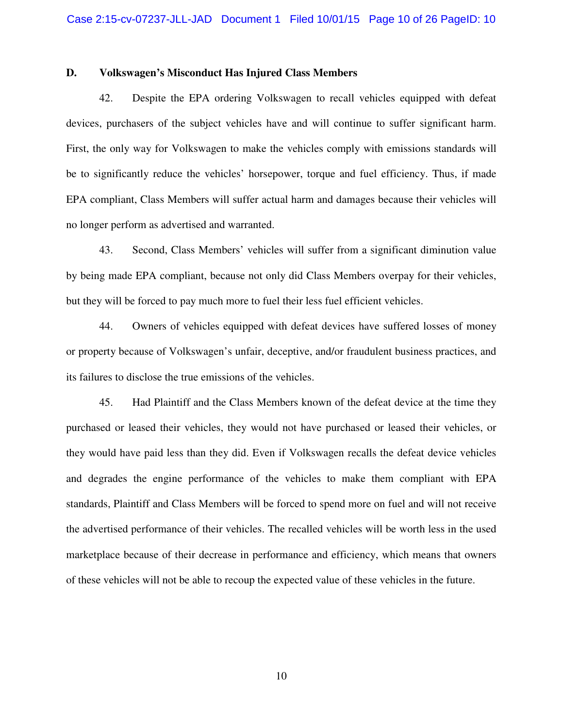### D. Volkswagen's Misconduct Has Injured Class Members

42. Despite the EPA ordering Volkswagen to recall vehicles equipped with defeat devices, purchasers of the subject vehicles have and will continue to suffer significant harm. First, the only way for Volkswagen to make the vehicles comply with emissions standards will be to significantly reduce the vehicles' horsepower, torque and fuel efficiency. Thus, if made EPA compliant, Class Members will suffer actual harm and damages because their vehicles will no longer perform as advertised and warranted.

43. Second, Class Members' vehicles will suffer from a significant diminution value by being made EPA compliant, because not only did Class Members overpay for their vehicles, but they will be forced to pay much more to fuel their less fuel efficient vehicles.

44. Owners of vehicles equipped with defeat devices have suffered losses of money or property because of Volkswagen's unfair, deceptive, and/or fraudulent business practices, and its failures to disclose the true emissions of the vehicles.

45. Had Plaintiff and the Class Members known of the defeat device at the time they purchased or leased their vehicles, they would not have purchased or leased their vehicles, or they would have paid less than they did. Even if Volkswagen recalls the defeat device vehicles and degrades the engine performance of the vehicles to make them compliant with EPA standards, Plaintiff and Class Members will be forced to spend more on fuel and will not receive the advertised performance of their vehicles. The recalled vehicles will be worth less in the used marketplace because of their decrease in performance and efficiency, which means that owners of these vehicles will not be able to recoup the expected value of these vehicles in the future.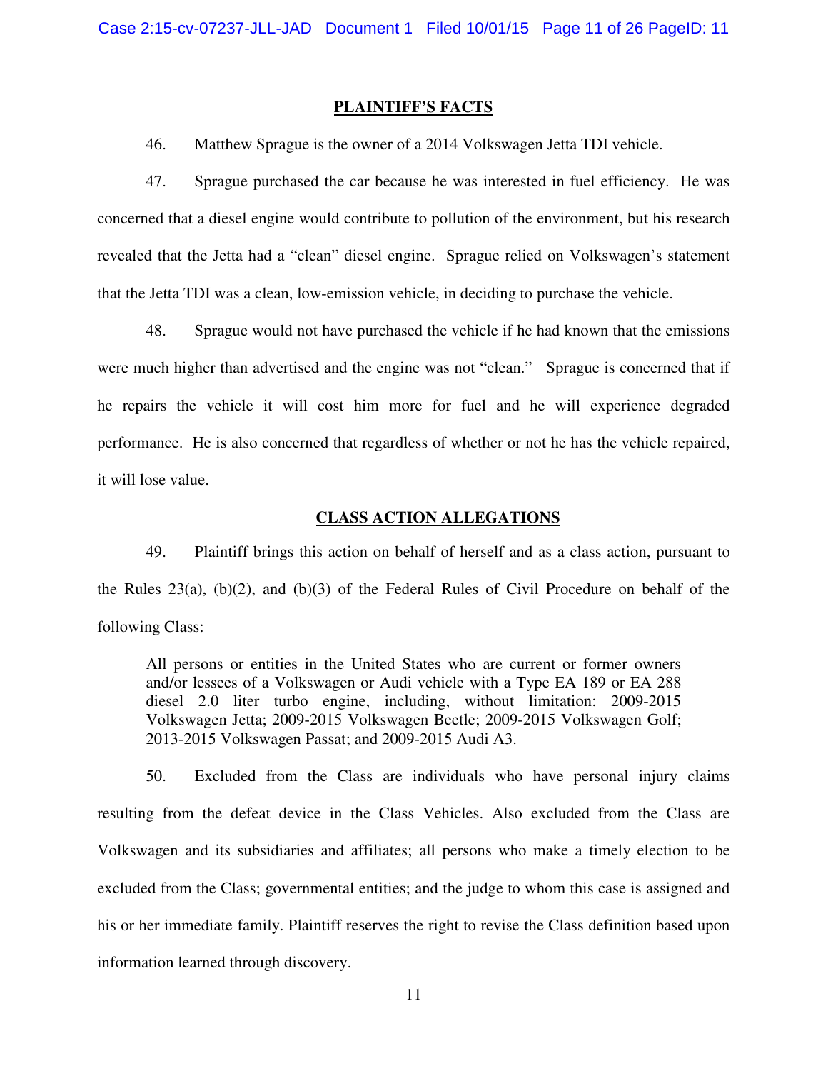## PLAINTIFF'S FACTS

46. Matthew Sprague is the owner of a 2014 Volkswagen Jetta TDI vehicle.

47. Sprague purchased the car because he was interested in fuel efficiency. He was concerned that a diesel engine would contribute to pollution of the environment, but his research revealed that the Jetta had a "clean" diesel engine. Sprague relied on Volkswagen's statement that the Jetta TDI was a clean, low-emission vehicle, in deciding to purchase the vehicle.

48. Sprague would not have purchased the vehicle if he had known that the emissions were much higher than advertised and the engine was not "clean." Sprague is concerned that if he repairs the vehicle it will cost him more for fuel and he will experience degraded performance. He is also concerned that regardless of whether or not he has the vehicle repaired, it will lose value.

## CLASS ACTION ALLEGATIONS

49. Plaintiff brings this action on behalf of herself and as a class action, pursuant to the Rules 23(a), (b)(2), and (b)(3) of the Federal Rules of Civil Procedure on behalf of the following Class:

> All persons or entities in the United States who are current or former owners and/or lessees of a Volkswagen or Audi vehicle with a Type EA 189 or EA 288 diesel 2.0 liter turbo engine, including, without limitation: 2009-2015 Volkswagen Jetta; 2009-2015 Volkswagen Beetle; 2009-2015 Volkswagen Golf; 2013-2015 Volkswagen Passat; and 2009-2015 Audi A3.

50. Excluded from the Class are individuals who have personal injury claims resulting from the defeat device in the Class Vehicles. Also excluded from the Class are Volkswagen and its subsidiaries and affiliates; all persons who make a timely election to be excluded from the Class; governmental entities; and the judge to whom this case is assigned and his or her immediate family. Plaintiff reserves the right to revise the Class definition based upon information learned through discovery.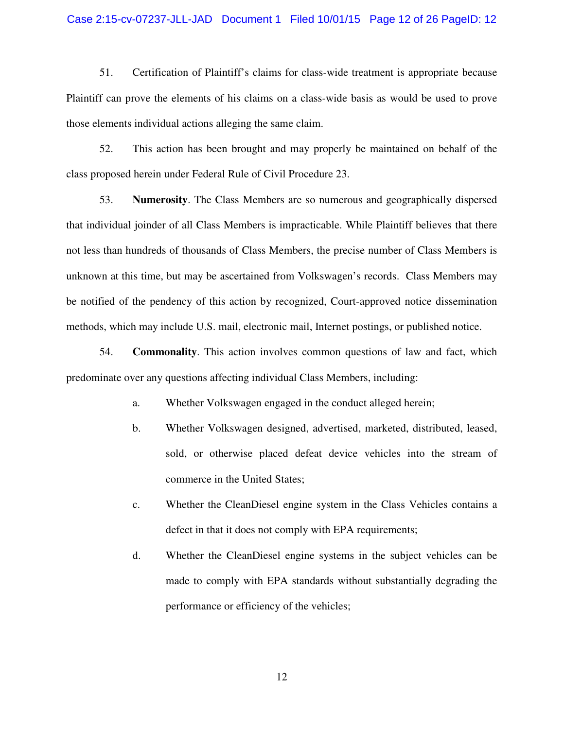51. Certification of Plaintiff's claims for class-wide treatment is appropriate because Plaintiff can prove the elements of his claims on a class-wide basis as would be used to prove those elements individual actions alleging the same claim.

52. This action has been brought and may properly be maintained on behalf of the class proposed herein under Federal Rule of Civil Procedure 23.

53. **Numerosity**. The Class Members are so numerous and geographically dispersed that individual joinder of all Class Members is impracticable. While Plaintiff believes that there not less than hundreds of thousands of Class Members, the precise number of Class Members is unknown at this time, but may be ascertained from Volkswagen's records. Class Members may be notified of the pendency of this action by recognized, Court-approved notice dissemination methods, which may include U.S. mail, electronic mail, Internet postings, or published notice.

54. **Commonality**. This action involves common questions of law and fact, which predominate over any questions affecting individual Class Members, including:

a. Whether Volkswagen engaged in the conduct alleged herein;

b. Whether Volkswagen designed, advertised, marketed, distributed, leased, sold, or otherwise placed defeat device vehicles into the stream of commerce in the United States;

c. Whether the CleanDiesel engine system in the Class Vehicles contains a defect in that it does not comply with EPA requirements;

d. Whether the CleanDiesel engine systems in the subject vehicles can be made to comply with EPA standards without substantially degrading the performance or efficiency of the vehicles;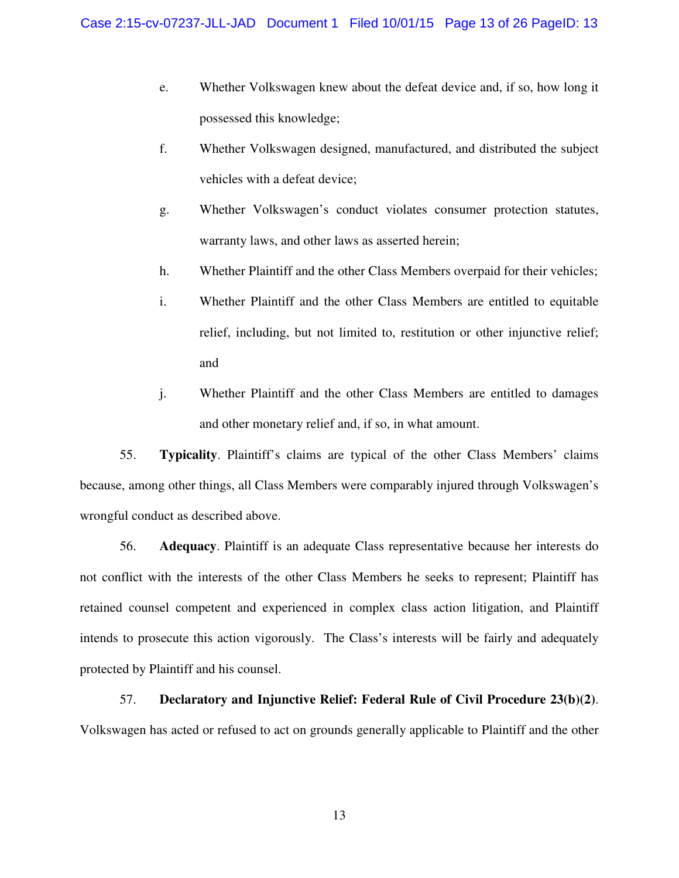e. Whether Volkswagen knew about the defeat device and, if so, how long it possessed this knowledge;

f. Whether Volkswagen designed, manufactured, and distributed the subject vehicles with a defeat device;

g. Whether Volkswagen's conduct violates consumer protection statutes, warranty laws, and other laws as asserted herein;

h. Whether Plaintiff and the other Class Members overpaid for their vehicles;

i. Whether Plaintiff and the other Class Members are entitled to equitable relief, including, but not limited to, restitution or other injunctive relief; and

j. Whether Plaintiff and the other Class Members are entitled to damages and other monetary relief and, if so, in what amount.

55. **Typicality**. Plaintiff's claims are typical of the other Class Members' claims because, among other things, all Class Members were comparably injured through Volkswagen's wrongful conduct as described above.

56. **Adequacy**. Plaintiff is an adequate Class representative because her interests do not conflict with the interests of the other Class Members he seeks to represent; Plaintiff has retained counsel competent and experienced in complex class action litigation, and Plaintiff intends to prosecute this action vigorously. The Class's interests will be fairly and adequately protected by Plaintiff and his counsel.

57. **Declaratory and Injunctive Relief: Federal Rule of Civil Procedure 23(b)(2)**. Volkswagen has acted or refused to act on grounds generally applicable to Plaintiff and the other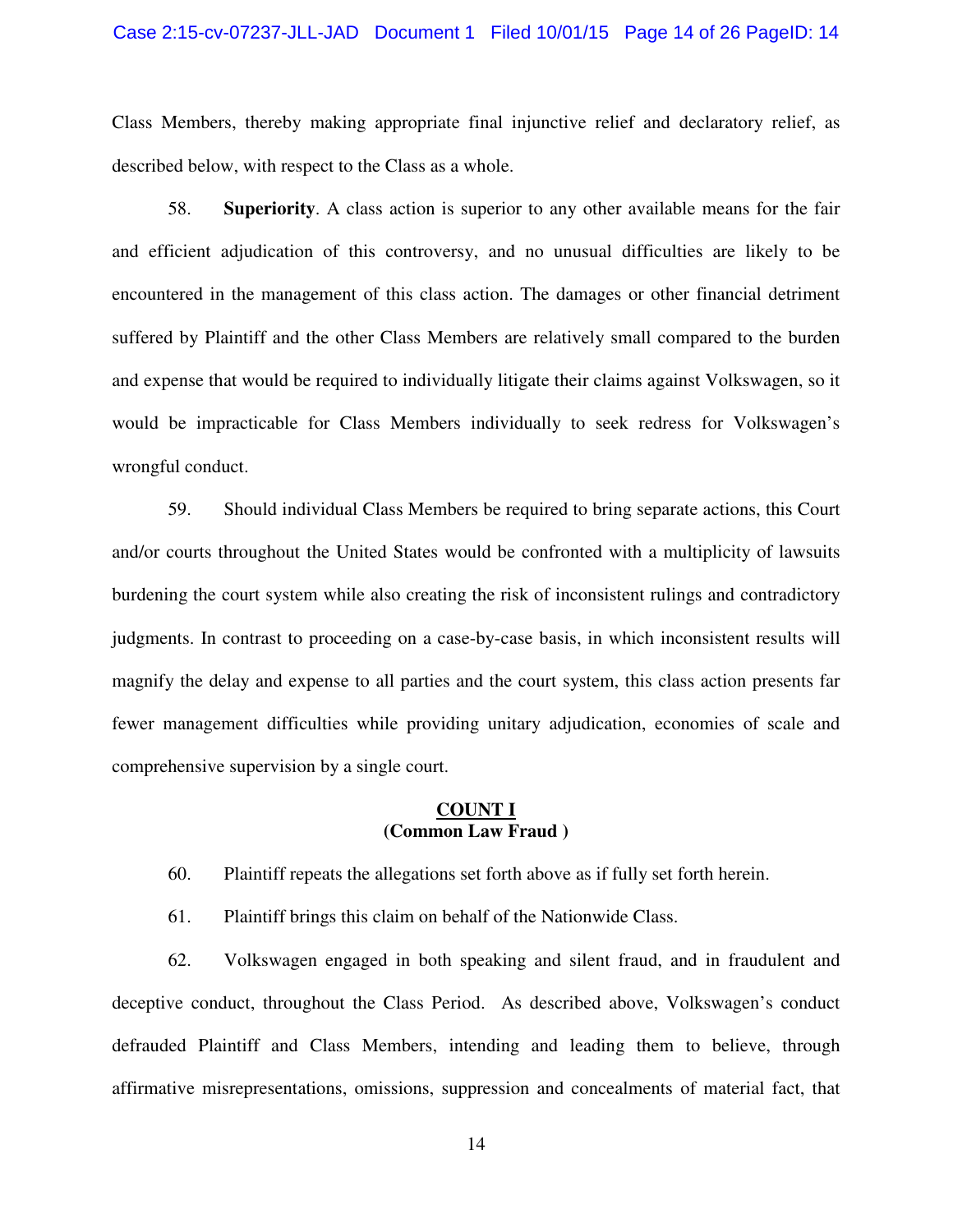Class Members, thereby making appropriate final injunctive relief and declaratory relief, as described below, with respect to the Class as a whole.

58. **Superiority**. A class action is superior to any other available means for the fair and efficient adjudication of this controversy, and no unusual difficulties are likely to be encountered in the management of this class action. The damages or other financial detriment suffered by Plaintiff and the other Class Members are relatively small compared to the burden and expense that would be required to individually litigate their claims against Volkswagen, so it would be impracticable for Class Members individually to seek redress for Volkswagen's wrongful conduct.

59. Should individual Class Members be required to bring separate actions, this Court and/or courts throughout the United States would be confronted with a multiplicity of lawsuits burdening the court system while also creating the risk of inconsistent rulings and contradictory judgments. In contrast to proceeding on a case-by-case basis, in which inconsistent results will magnify the delay and expense to all parties and the court system, this class action presents far fewer management difficulties while providing unitary adjudication, economies of scale and comprehensive supervision by a single court.

## COUNT I
**(Common Law Fraud )**

60. Plaintiff repeats the allegations set forth above as if fully set forth herein.

61. Plaintiff brings this claim on behalf of the Nationwide Class.

62. Volkswagen engaged in both speaking and silent fraud, and in fraudulent and deceptive conduct, throughout the Class Period. As described above, Volkswagen's conduct defrauded Plaintiff and Class Members, intending and leading them to believe, through affirmative misrepresentations, omissions, suppression and concealments of material fact, that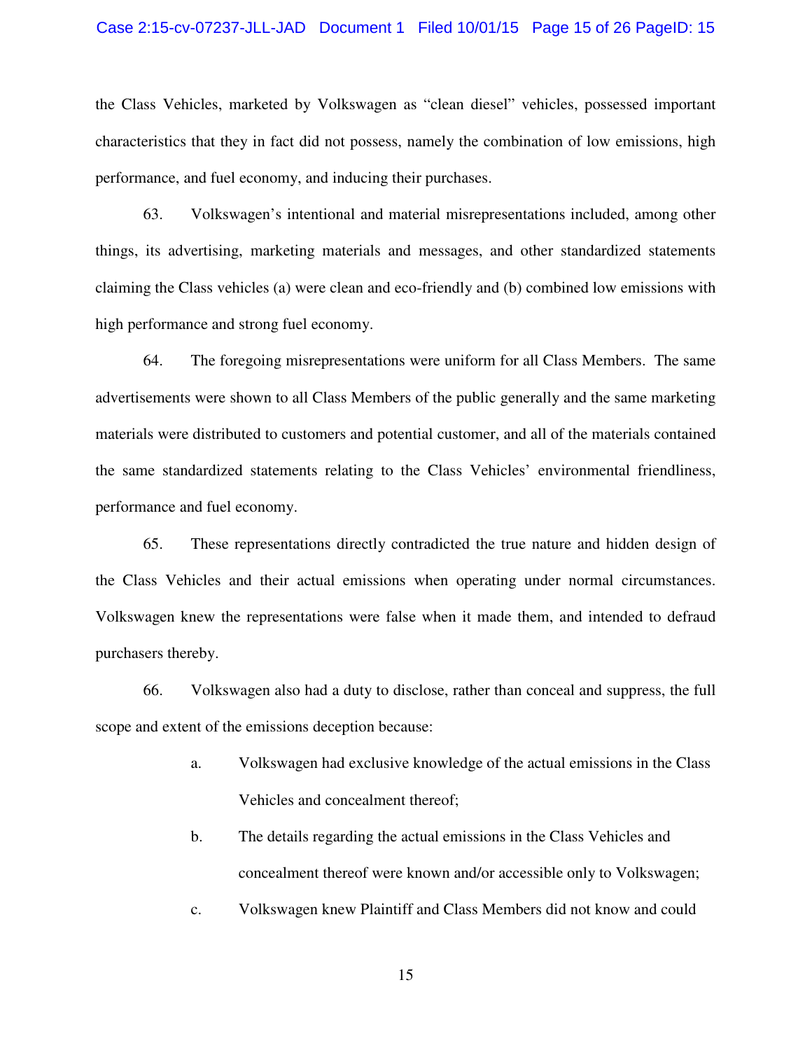the Class Vehicles, marketed by Volkswagen as "clean diesel" vehicles, possessed important characteristics that they in fact did not possess, namely the combination of low emissions, high performance, and fuel economy, and inducing their purchases.

63. Volkswagen's intentional and material misrepresentations included, among other things, its advertising, marketing materials and messages, and other standardized statements claiming the Class vehicles (a) were clean and eco-friendly and (b) combined low emissions with high performance and strong fuel economy.

64. The foregoing misrepresentations were uniform for all Class Members. The same advertisements were shown to all Class Members of the public generally and the same marketing materials were distributed to customers and potential customer, and all of the materials contained the same standardized statements relating to the Class Vehicles' environmental friendliness, performance and fuel economy.

65. These representations directly contradicted the true nature and hidden design of the Class Vehicles and their actual emissions when operating under normal circumstances. Volkswagen knew the representations were false when it made them, and intended to defraud purchasers thereby.

66. Volkswagen also had a duty to disclose, rather than conceal and suppress, the full scope and extent of the emissions deception because:

a. Volkswagen had exclusive knowledge of the actual emissions in the Class Vehicles and concealment thereof;

b. The details regarding the actual emissions in the Class Vehicles and concealment thereof were known and/or accessible only to Volkswagen;

c. Volkswagen knew Plaintiff and Class Members did not know and could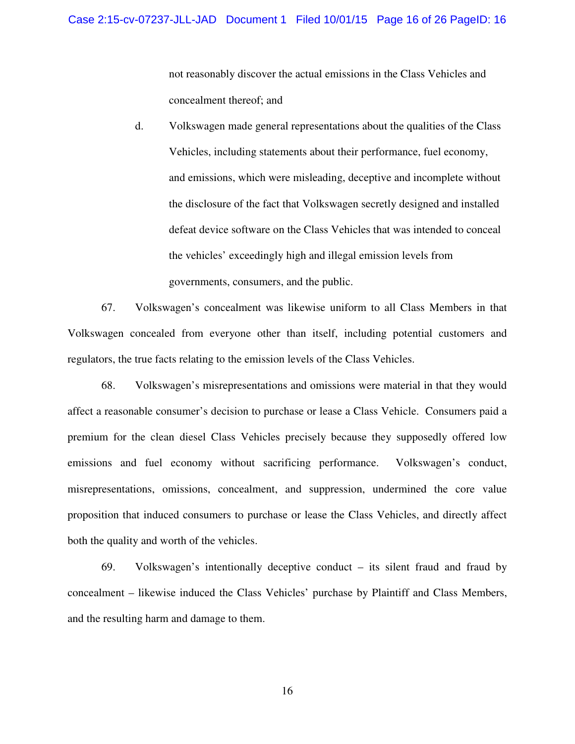not reasonably discover the actual emissions in the Class Vehicles and concealment thereof; and

d. Volkswagen made general representations about the qualities of the Class Vehicles, including statements about their performance, fuel economy, and emissions, which were misleading, deceptive and incomplete without the disclosure of the fact that Volkswagen secretly designed and installed defeat device software on the Class Vehicles that was intended to conceal the vehicles' exceedingly high and illegal emission levels from governments, consumers, and the public.

67. Volkswagen's concealment was likewise uniform to all Class Members in that Volkswagen concealed from everyone other than itself, including potential customers and regulators, the true facts relating to the emission levels of the Class Vehicles.

68. Volkswagen's misrepresentations and omissions were material in that they would affect a reasonable consumer's decision to purchase or lease a Class Vehicle. Consumers paid a premium for the clean diesel Class Vehicles precisely because they supposedly offered low emissions and fuel economy without sacrificing performance. Volkswagen's conduct, misrepresentations, omissions, concealment, and suppression, undermined the core value proposition that induced consumers to purchase or lease the Class Vehicles, and directly affect both the quality and worth of the vehicles.

69. Volkswagen's intentionally deceptive conduct – its silent fraud and fraud by concealment – likewise induced the Class Vehicles' purchase by Plaintiff and Class Members, and the resulting harm and damage to them.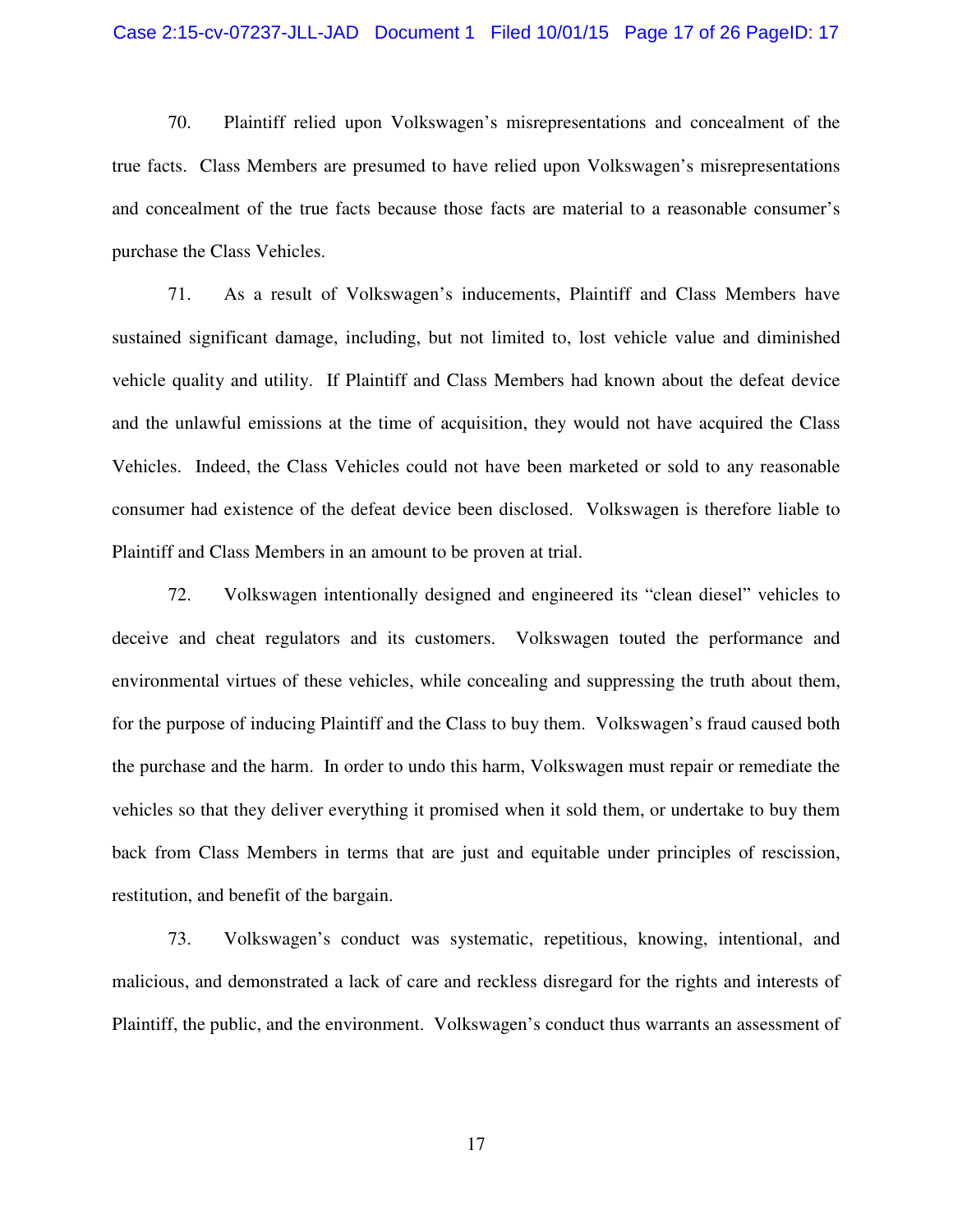70. Plaintiff relied upon Volkswagen's misrepresentations and concealment of the true facts. Class Members are presumed to have relied upon Volkswagen's misrepresentations and concealment of the true facts because those facts are material to a reasonable consumer's purchase the Class Vehicles.

71. As a result of Volkswagen's inducements, Plaintiff and Class Members have sustained significant damage, including, but not limited to, lost vehicle value and diminished vehicle quality and utility. If Plaintiff and Class Members had known about the defeat device and the unlawful emissions at the time of acquisition, they would not have acquired the Class Vehicles. Indeed, the Class Vehicles could not have been marketed or sold to any reasonable consumer had existence of the defeat device been disclosed. Volkswagen is therefore liable to Plaintiff and Class Members in an amount to be proven at trial.

72. Volkswagen intentionally designed and engineered its "clean diesel" vehicles to deceive and cheat regulators and its customers. Volkswagen touted the performance and environmental virtues of these vehicles, while concealing and suppressing the truth about them, for the purpose of inducing Plaintiff and the Class to buy them. Volkswagen's fraud caused both the purchase and the harm. In order to undo this harm, Volkswagen must repair or remediate the vehicles so that they deliver everything it promised when it sold them, or undertake to buy them back from Class Members in terms that are just and equitable under principles of rescission, restitution, and benefit of the bargain.

73. Volkswagen's conduct was systematic, repetitious, knowing, intentional, and malicious, and demonstrated a lack of care and reckless disregard for the rights and interests of Plaintiff, the public, and the environment. Volkswagen's conduct thus warrants an assessment of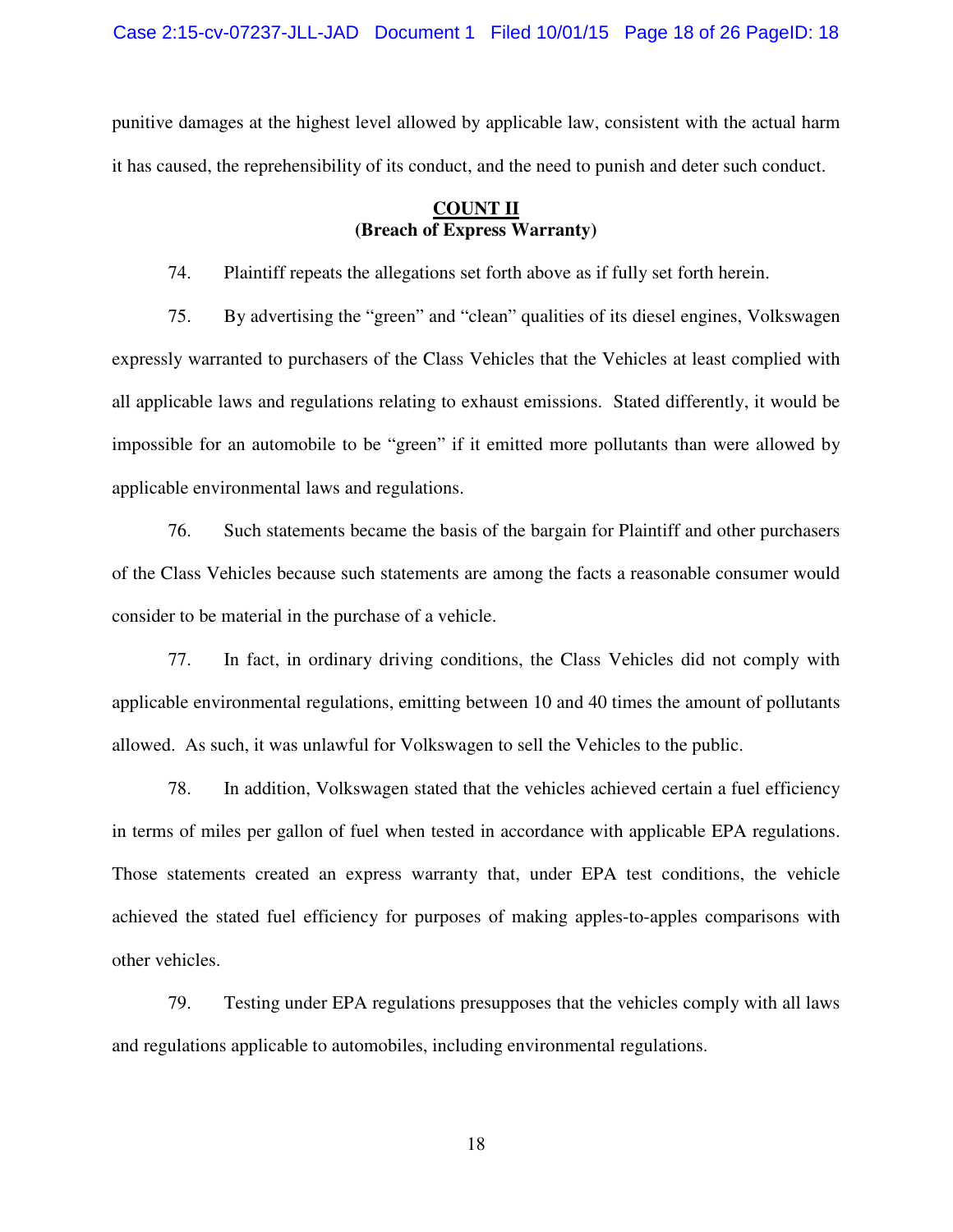punitive damages at the highest level allowed by applicable law, consistent with the actual harm it has caused, the reprehensibility of its conduct, and the need to punish and deter such conduct.

## COUNT II
**(Breach of Express Warranty)**

74. Plaintiff repeats the allegations set forth above as if fully set forth herein.

75. By advertising the "green" and "clean" qualities of its diesel engines, Volkswagen expressly warranted to purchasers of the Class Vehicles that the Vehicles at least complied with all applicable laws and regulations relating to exhaust emissions. Stated differently, it would be impossible for an automobile to be "green" if it emitted more pollutants than were allowed by applicable environmental laws and regulations.

76. Such statements became the basis of the bargain for Plaintiff and other purchasers of the Class Vehicles because such statements are among the facts a reasonable consumer would consider to be material in the purchase of a vehicle.

77. In fact, in ordinary driving conditions, the Class Vehicles did not comply with applicable environmental regulations, emitting between 10 and 40 times the amount of pollutants allowed. As such, it was unlawful for Volkswagen to sell the Vehicles to the public.

78. In addition, Volkswagen stated that the vehicles achieved certain a fuel efficiency in terms of miles per gallon of fuel when tested in accordance with applicable EPA regulations. Those statements created an express warranty that, under EPA test conditions, the vehicle achieved the stated fuel efficiency for purposes of making apples-to-apples comparisons with other vehicles.

79. Testing under EPA regulations presupposes that the vehicles comply with all laws and regulations applicable to automobiles, including environmental regulations.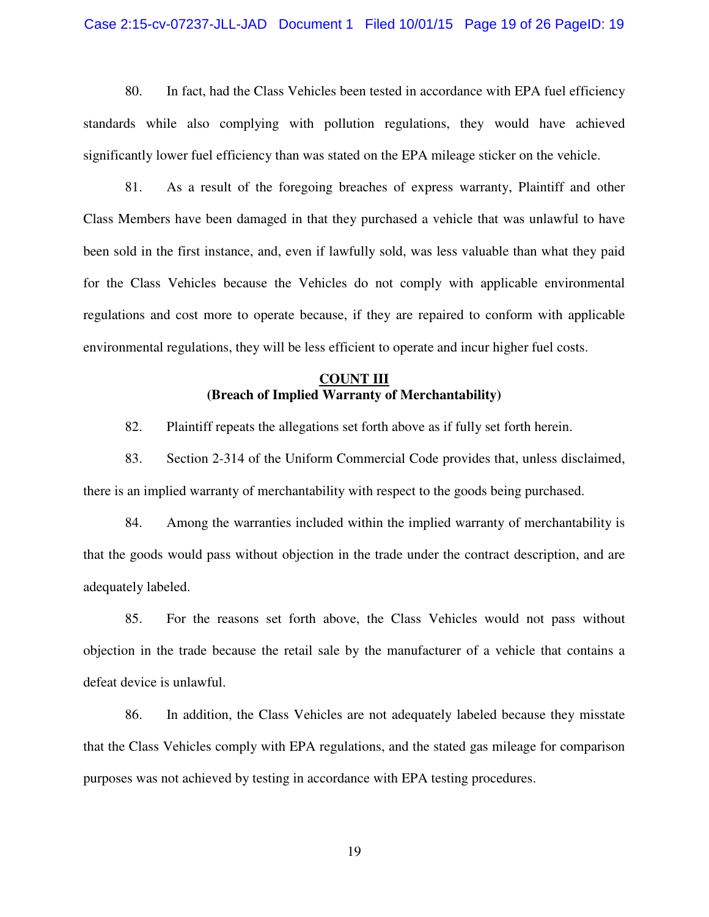80. In fact, had the Class Vehicles been tested in accordance with EPA fuel efficiency standards while also complying with pollution regulations, they would have achieved significantly lower fuel efficiency than was stated on the EPA mileage sticker on the vehicle.

81. As a result of the foregoing breaches of express warranty, Plaintiff and other Class Members have been damaged in that they purchased a vehicle that was unlawful to have been sold in the first instance, and, even if lawfully sold, was less valuable than what they paid for the Class Vehicles because the Vehicles do not comply with applicable environmental regulations and cost more to operate because, if they are repaired to conform with applicable environmental regulations, they will be less efficient to operate and incur higher fuel costs.

## COUNT III
**(Breach of Implied Warranty of Merchantability)**

82. Plaintiff repeats the allegations set forth above as if fully set forth herein.

83. Section 2-314 of the Uniform Commercial Code provides that, unless disclaimed, there is an implied warranty of merchantability with respect to the goods being purchased.

84. Among the warranties included within the implied warranty of merchantability is that the goods would pass without objection in the trade under the contract description, and are adequately labeled.

85. For the reasons set forth above, the Class Vehicles would not pass without objection in the trade because the retail sale by the manufacturer of a vehicle that contains a defeat device is unlawful.

86. In addition, the Class Vehicles are not adequately labeled because they misstate that the Class Vehicles comply with EPA regulations, and the stated gas mileage for comparison purposes was not achieved by testing in accordance with EPA testing procedures.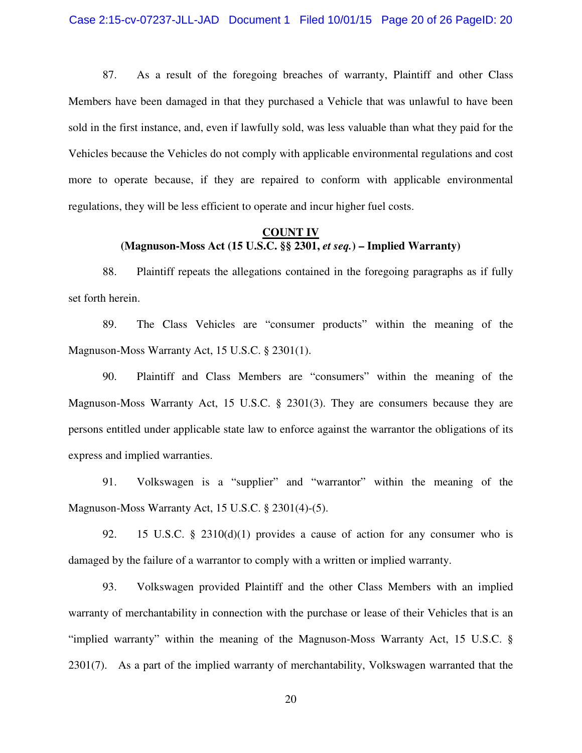87. As a result of the foregoing breaches of warranty, Plaintiff and other Class Members have been damaged in that they purchased a Vehicle that was unlawful to have been sold in the first instance, and, even if lawfully sold, was less valuable than what they paid for the Vehicles because the Vehicles do not comply with applicable environmental regulations and cost more to operate because, if they are repaired to conform with applicable environmental regulations, they will be less efficient to operate and incur higher fuel costs.

**COUNT IV**
**(Magnuson-Moss Act (15 U.S.C. §§ 2301, *et seq.*) – Implied Warranty)**

88. Plaintiff repeats the allegations contained in the foregoing paragraphs as if fully set forth herein.

89. The Class Vehicles are "consumer products" within the meaning of the Magnuson-Moss Warranty Act, 15 U.S.C. § 2301(1).

90. Plaintiff and Class Members are "consumers" within the meaning of the Magnuson-Moss Warranty Act, 15 U.S.C. § 2301(3). They are consumers because they are persons entitled under applicable state law to enforce against the warrantor the obligations of its express and implied warranties.

91. Volkswagen is a "supplier" and "warrantor" within the meaning of the Magnuson-Moss Warranty Act, 15 U.S.C. § 2301(4)-(5).

92. 15 U.S.C. § 2310(d)(1) provides a cause of action for any consumer who is damaged by the failure of a warrantor to comply with a written or implied warranty.

93. Volkswagen provided Plaintiff and the other Class Members with an implied warranty of merchantability in connection with the purchase or lease of their Vehicles that is an "implied warranty" within the meaning of the Magnuson-Moss Warranty Act, 15 U.S.C. § 2301(7). As a part of the implied warranty of merchantability, Volkswagen warranted that the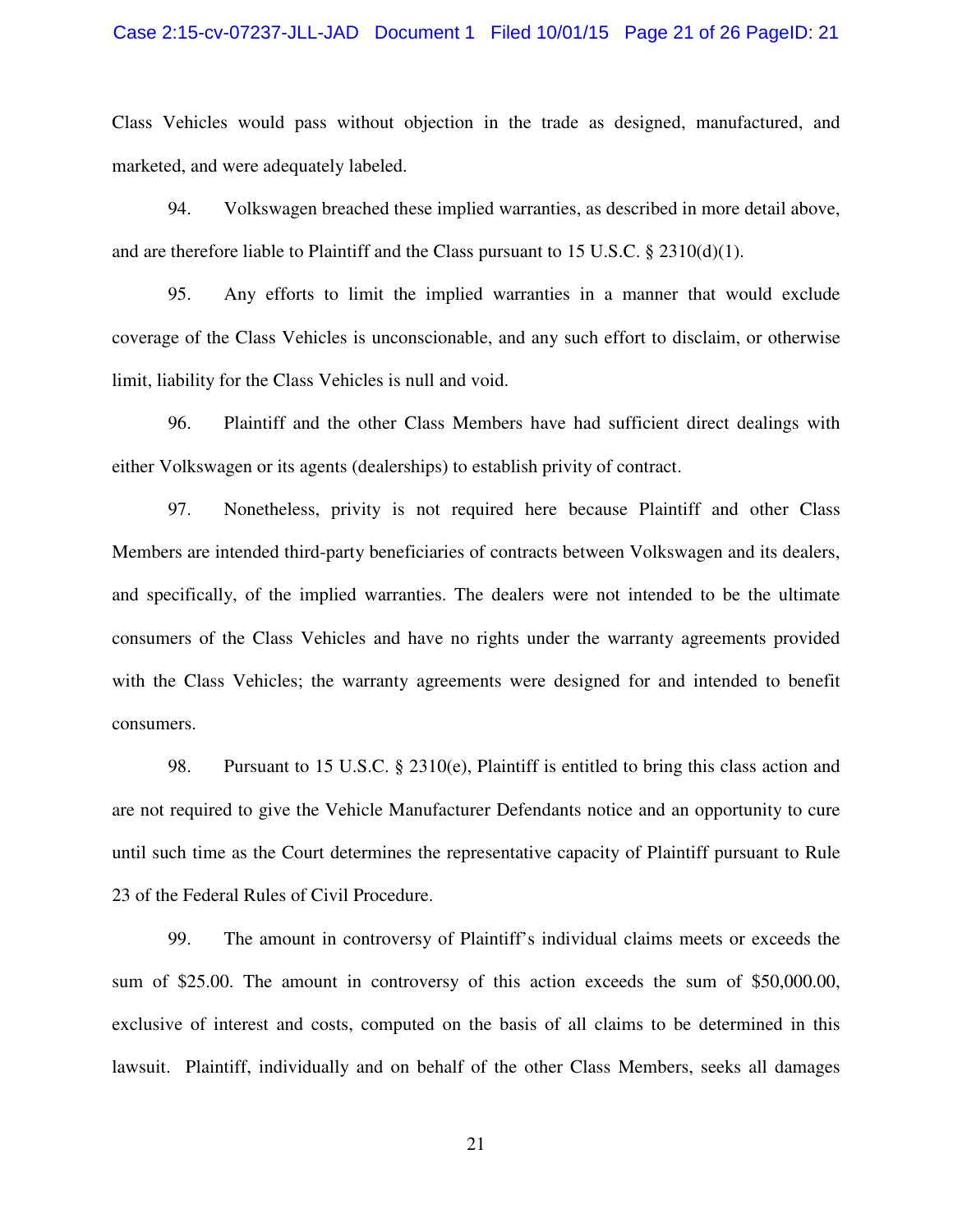Class Vehicles would pass without objection in the trade as designed, manufactured, and marketed, and were adequately labeled.

94. Volkswagen breached these implied warranties, as described in more detail above, and are therefore liable to Plaintiff and the Class pursuant to 15 U.S.C. § 2310(d)(1).

95. Any efforts to limit the implied warranties in a manner that would exclude coverage of the Class Vehicles is unconscionable, and any such effort to disclaim, or otherwise limit, liability for the Class Vehicles is null and void.

96. Plaintiff and the other Class Members have had sufficient direct dealings with either Volkswagen or its agents (dealerships) to establish privity of contract.

97. Nonetheless, privity is not required here because Plaintiff and other Class Members are intended third-party beneficiaries of contracts between Volkswagen and its dealers, and specifically, of the implied warranties. The dealers were not intended to be the ultimate consumers of the Class Vehicles and have no rights under the warranty agreements provided with the Class Vehicles; the warranty agreements were designed for and intended to benefit consumers.

98. Pursuant to 15 U.S.C. § 2310(e), Plaintiff is entitled to bring this class action and are not required to give the Vehicle Manufacturer Defendants notice and an opportunity to cure until such time as the Court determines the representative capacity of Plaintiff pursuant to Rule 23 of the Federal Rules of Civil Procedure.

99. The amount in controversy of Plaintiff's individual claims meets or exceeds the sum of $25.00. The amount in controversy of this action exceeds the sum of $50,000.00, exclusive of interest and costs, computed on the basis of all claims to be determined in this lawsuit. Plaintiff, individually and on behalf of the other Class Members, seeks all damages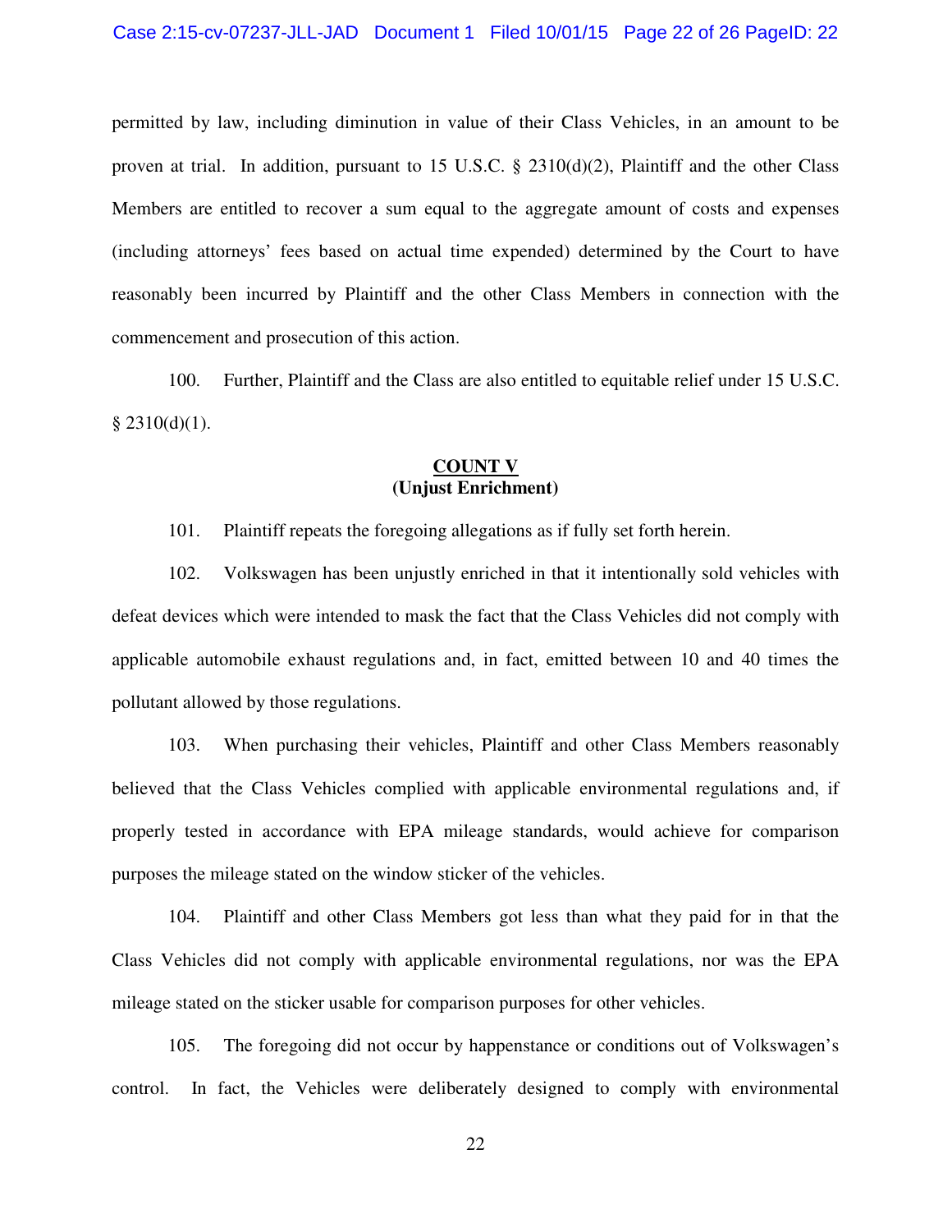permitted by law, including diminution in value of their Class Vehicles, in an amount to be proven at trial. In addition, pursuant to 15 U.S.C. § 2310(d)(2), Plaintiff and the other Class Members are entitled to recover a sum equal to the aggregate amount of costs and expenses (including attorneys' fees based on actual time expended) determined by the Court to have reasonably been incurred by Plaintiff and the other Class Members in connection with the commencement and prosecution of this action.

100. Further, Plaintiff and the Class are also entitled to equitable relief under 15 U.S.C. § 2310(d)(1).

## COUNT V
## (Unjust Enrichment)

101. Plaintiff repeats the foregoing allegations as if fully set forth herein.

102. Volkswagen has been unjustly enriched in that it intentionally sold vehicles with defeat devices which were intended to mask the fact that the Class Vehicles did not comply with applicable automobile exhaust regulations and, in fact, emitted between 10 and 40 times the pollutant allowed by those regulations.

103. When purchasing their vehicles, Plaintiff and other Class Members reasonably believed that the Class Vehicles complied with applicable environmental regulations and, if properly tested in accordance with EPA mileage standards, would achieve for comparison purposes the mileage stated on the window sticker of the vehicles.

104. Plaintiff and other Class Members got less than what they paid for in that the Class Vehicles did not comply with applicable environmental regulations, nor was the EPA mileage stated on the sticker usable for comparison purposes for other vehicles.

105. The foregoing did not occur by happenstance or conditions out of Volkswagen's control. In fact, the Vehicles were deliberately designed to comply with environmental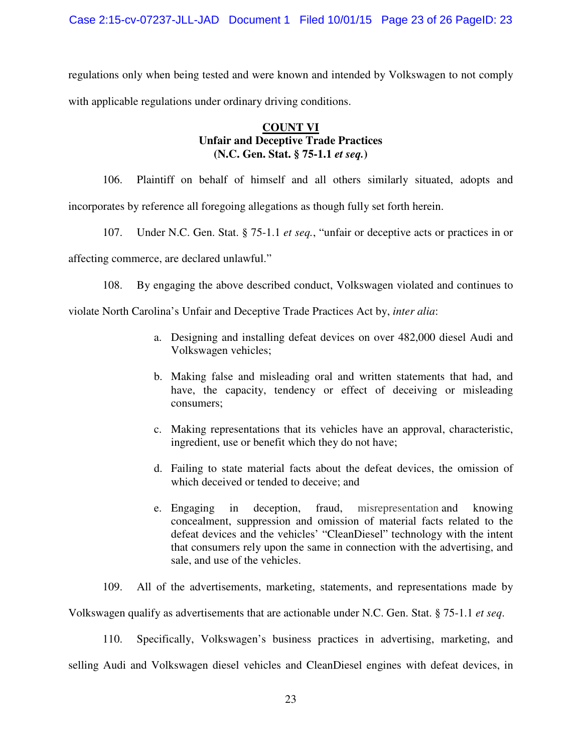regulations only when being tested and were known and intended by Volkswagen to not comply with applicable regulations under ordinary driving conditions.

## COUNT VI
### Unfair and Deceptive Trade Practices
### (N.C. Gen. Stat. § 75-1.1 *et seq.*)

106. Plaintiff on behalf of himself and all others similarly situated, adopts and incorporates by reference all foregoing allegations as though fully set forth herein.

107. Under N.C. Gen. Stat. § 75-1.1 *et seq.*, "unfair or deceptive acts or practices in or affecting commerce, are declared unlawful."

108. By engaging the above described conduct, Volkswagen violated and continues to violate North Carolina's Unfair and Deceptive Trade Practices Act by, *inter alia*:

a. Designing and installing defeat devices on over 482,000 diesel Audi and Volkswagen vehicles;

b. Making false and misleading oral and written statements that had, and have, the capacity, tendency or effect of deceiving or misleading consumers;

c. Making representations that its vehicles have an approval, characteristic, ingredient, use or benefit which they do not have;

d. Failing to state material facts about the defeat devices, the omission of which deceived or tended to deceive; and

e. Engaging in deception, fraud, misrepresentation and knowing concealment, suppression and omission of material facts related to the defeat devices and the vehicles' "CleanDiesel" technology with the intent that consumers rely upon the same in connection with the advertising, and sale, and use of the vehicles.

109. All of the advertisements, marketing, statements, and representations made by Volkswagen qualify as advertisements that are actionable under N.C. Gen. Stat. § 75-1.1 *et seq*.

110. Specifically, Volkswagen's business practices in advertising, marketing, and selling Audi and Volkswagen diesel vehicles and CleanDiesel engines with defeat devices, in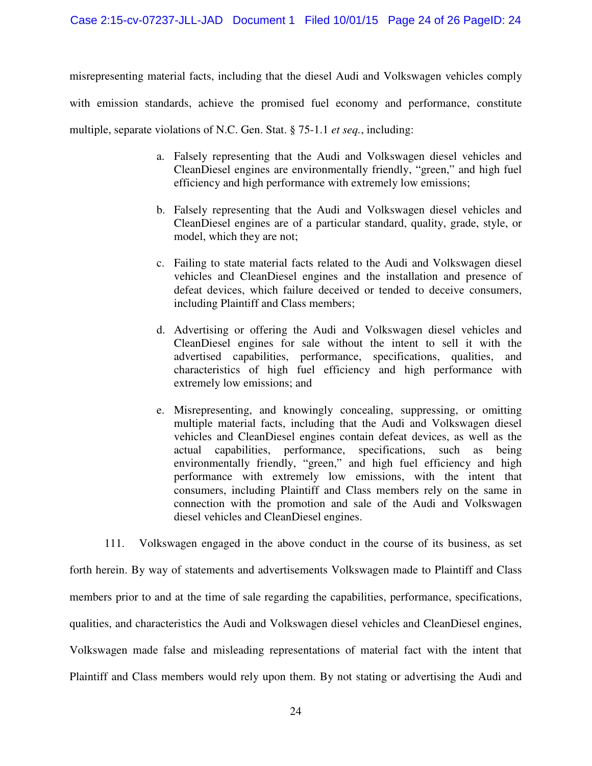misrepresenting material facts, including that the diesel Audi and Volkswagen vehicles comply with emission standards, achieve the promised fuel economy and performance, constitute multiple, separate violations of N.C. Gen. Stat. § 75-1.1 *et seq.*, including:

a. Falsely representing that the Audi and Volkswagen diesel vehicles and CleanDiesel engines are environmentally friendly, "green," and high fuel efficiency and high performance with extremely low emissions;

b. Falsely representing that the Audi and Volkswagen diesel vehicles and CleanDiesel engines are of a particular standard, quality, grade, style, or model, which they are not;

c. Failing to state material facts related to the Audi and Volkswagen diesel vehicles and CleanDiesel engines and the installation and presence of defeat devices, which failure deceived or tended to deceive consumers, including Plaintiff and Class members;

d. Advertising or offering the Audi and Volkswagen diesel vehicles and CleanDiesel engines for sale without the intent to sell it with the advertised capabilities, performance, specifications, qualities, and characteristics of high fuel efficiency and high performance with extremely low emissions; and

e. Misrepresenting, and knowingly concealing, suppressing, or omitting multiple material facts, including that the Audi and Volkswagen diesel vehicles and CleanDiesel engines contain defeat devices, as well as the actual capabilities, performance, specifications, such as being environmentally friendly, "green," and high fuel efficiency and high performance with extremely low emissions, with the intent that consumers, including Plaintiff and Class members rely on the same in connection with the promotion and sale of the Audi and Volkswagen diesel vehicles and CleanDiesel engines.

111. Volkswagen engaged in the above conduct in the course of its business, as set forth herein. By way of statements and advertisements Volkswagen made to Plaintiff and Class members prior to and at the time of sale regarding the capabilities, performance, specifications, qualities, and characteristics the Audi and Volkswagen diesel vehicles and CleanDiesel engines, Volkswagen made false and misleading representations of material fact with the intent that Plaintiff and Class members would rely upon them. By not stating or advertising the Audi and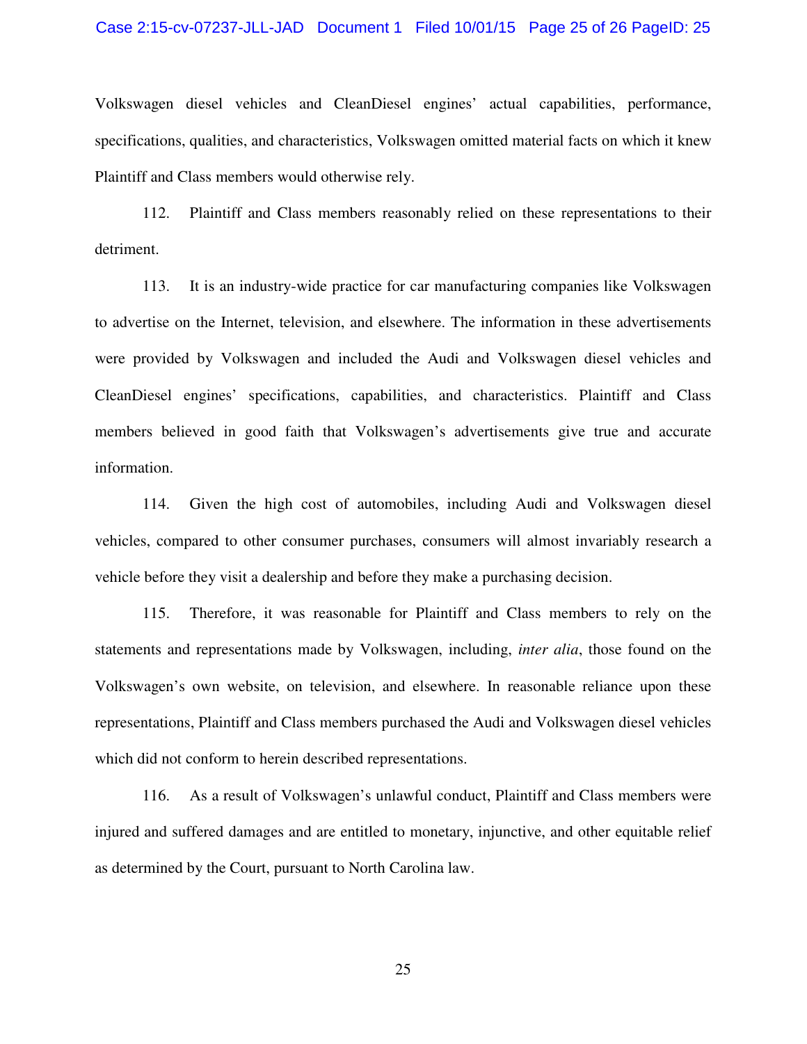Volkswagen diesel vehicles and CleanDiesel engines' actual capabilities, performance, specifications, qualities, and characteristics, Volkswagen omitted material facts on which it knew Plaintiff and Class members would otherwise rely.

112. Plaintiff and Class members reasonably relied on these representations to their detriment.

113. It is an industry-wide practice for car manufacturing companies like Volkswagen to advertise on the Internet, television, and elsewhere. The information in these advertisements were provided by Volkswagen and included the Audi and Volkswagen diesel vehicles and CleanDiesel engines' specifications, capabilities, and characteristics. Plaintiff and Class members believed in good faith that Volkswagen's advertisements give true and accurate information.

114. Given the high cost of automobiles, including Audi and Volkswagen diesel vehicles, compared to other consumer purchases, consumers will almost invariably research a vehicle before they visit a dealership and before they make a purchasing decision.

115. Therefore, it was reasonable for Plaintiff and Class members to rely on the statements and representations made by Volkswagen, including, *inter alia*, those found on the Volkswagen's own website, on television, and elsewhere. In reasonable reliance upon these representations, Plaintiff and Class members purchased the Audi and Volkswagen diesel vehicles which did not conform to herein described representations.

116. As a result of Volkswagen's unlawful conduct, Plaintiff and Class members were injured and suffered damages and are entitled to monetary, injunctive, and other equitable relief as determined by the Court, pursuant to North Carolina law.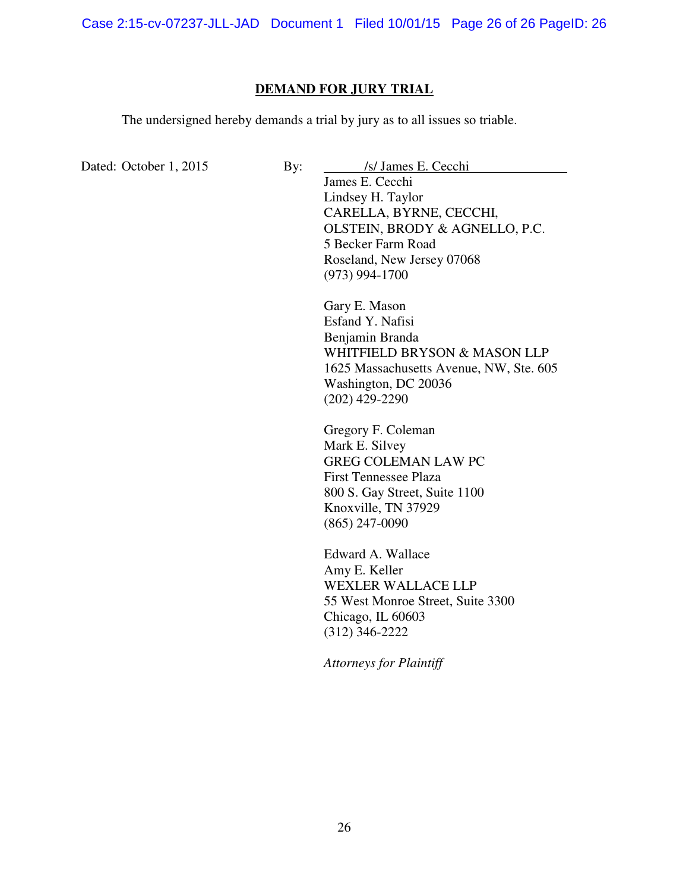**DEMAND FOR JURY TRIAL**

The undersigned hereby demands a trial by jury as to all issues so triable.

Dated: October 1, 2015

By: /s/ James E. Cecchi

James E. Cecchi
Lindsey H. Taylor
CARELLA, BYRNE, CECCHI,
OLSTEIN, BRODY & AGNELLO, P.C.
5 Becker Farm Road
Roseland, New Jersey 07068
(973) 994-1700

Gary E. Mason
Esfand Y. Nafisi
Benjamin Branda
WHITFIELD BRYSON & MASON LLP
1625 Massachusetts Avenue, NW, Ste. 605
Washington, DC 20036
(202) 429-2290

Gregory F. Coleman
Mark E. Silvey
GREG COLEMAN LAW PC
First Tennessee Plaza
800 S. Gay Street, Suite 1100
Knoxville, TN 37929
(865) 247-0090

Edward A. Wallace
Amy E. Keller
WEXLER WALLACE LLP
55 West Monroe Street, Suite 3300
Chicago, IL 60603
(312) 346-2222

*Attorneys for Plaintiff*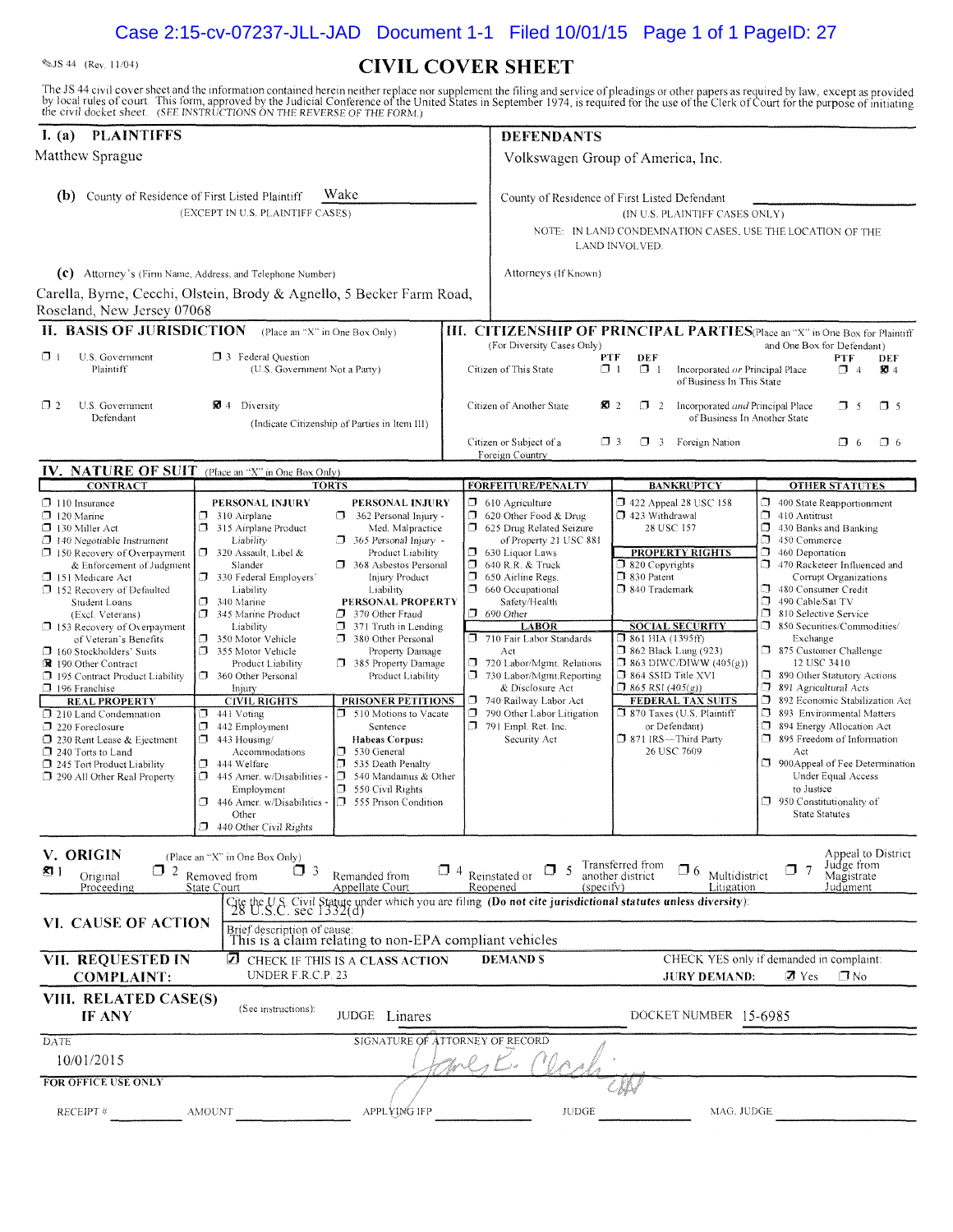Case 2:15-cv-07237-JLL-JAD Document 1-1 Filed 10/01/15 Page 1 of 1 PageID: 27

JS 44 (Rev. 11/04)

# CIVIL COVER SHEET

The JS 44 civil cover sheet and the information contained herein neither replace nor supplement the filing and service of pleadings or other papers as required by law, except as provided by local rules of court. This form, approved by the Judicial Conference of the United States in September 1974, is required for the use of the Clerk of Court for the purpose of initiating the civil docket sheet. (SEE INSTRUCTIONS ON THE REVERSE OF THE FORM.)

## I. (a) PLAINTIFFS

Matthew Sprague

**DEFENDANTS**

Volkswagen Group of America, Inc.

(b) County of Residence of First Listed Plaintiff: Wake
(EXCEPT IN U.S. PLAINTIFF CASES)

County of Residence of First Listed Defendant: ________
(IN U.S. PLAINTIFF CASES ONLY)
NOTE: IN LAND CONDEMNATION CASES, USE THE LOCATION OF THE LAND INVOLVED.

(c) Attorney's (Firm Name, Address, and Telephone Number)

Carella, Byrne, Cecchi, Olstein, Brody & Agnello, 5 Becker Farm Road, Roseland, New Jersey 07068

Attorneys (If Known)

## II. BASIS OF JURISDICTION (Place an "X" in One Box Only)

- ☐ 1 U.S. Government Plaintiff
- ☐ 3 Federal Question (U.S. Government Not a Party)
- ☐ 2 U.S. Government Defendant
- ☒ 4 Diversity (Indicate Citizenship of Parties in Item III)

## III. CITIZENSHIP OF PRINCIPAL PARTIES (Place an "X" in One Box for Plaintiff and One Box for Defendant) (For Diversity Cases Only)

| | PTF | DEF | | PTF | DEF |
|---|---|---|---|---|---|
| Citizen of This State | ☐ 1 | ☐ 1 | Incorporated *or* Principal Place of Business In This State | ☐ 4 | ☒ 4 |
| Citizen of Another State | ☒ 2 | ☐ 2 | Incorporated *and* Principal Place of Business In Another State | ☐ 5 | ☐ 5 |
| Citizen or Subject of a Foreign Country | ☐ 3 | ☐ 3 | Foreign Nation | ☐ 6 | ☐ 6 |

## IV. NATURE OF SUIT (Place an "X" in One Box Only)

**CONTRACT**
- ☐ 110 Insurance
- ☐ 120 Marine
- ☐ 130 Miller Act
- ☐ 140 Negotiable Instrument
- ☐ 150 Recovery of Overpayment & Enforcement of Judgment
- ☐ 151 Medicare Act
- ☐ 152 Recovery of Defaulted Student Loans (Excl. Veterans)
- ☐ 153 Recovery of Overpayment of Veteran's Benefits
- ☐ 160 Stockholders' Suits
- ☒ 190 Other Contract
- ☐ 195 Contract Product Liability
- ☐ 196 Franchise

**REAL PROPERTY**
- ☐ 210 Land Condemnation
- ☐ 220 Foreclosure
- ☐ 230 Rent Lease & Ejectment
- ☐ 240 Torts to Land
- ☐ 245 Tort Product Liability
- ☐ 290 All Other Real Property

**TORTS**

PERSONAL INJURY
- ☐ 310 Airplane
- ☐ 315 Airplane Product Liability
- ☐ 320 Assault, Libel & Slander
- ☐ 330 Federal Employers' Liability
- ☐ 340 Marine
- ☐ 345 Marine Product Liability
- ☐ 350 Motor Vehicle
- ☐ 355 Motor Vehicle Product Liability
- ☐ 360 Other Personal Injury

PERSONAL INJURY
- ☐ 362 Personal Injury - Med. Malpractice
- ☐ 365 Personal Injury - Product Liability
- ☐ 368 Asbestos Personal Injury Product Liability

PERSONAL PROPERTY
- ☐ 370 Other Fraud
- ☐ 371 Truth in Lending
- ☐ 380 Other Personal Property Damage
- ☐ 385 Property Damage Product Liability

**CIVIL RIGHTS**
- ☐ 441 Voting
- ☐ 442 Employment
- ☐ 443 Housing/ Accommodations
- ☐ 444 Welfare
- ☐ 445 Amer. w/Disabilities - Employment
- ☐ 446 Amer. w/Disabilities - Other
- ☐ 440 Other Civil Rights

**PRISONER PETITIONS**
- ☐ 510 Motions to Vacate Sentence

Habeas Corpus:
- ☐ 530 General
- ☐ 535 Death Penalty
- ☐ 540 Mandamus & Other
- ☐ 550 Civil Rights
- ☐ 555 Prison Condition

**FORFEITURE/PENALTY**
- ☐ 610 Agriculture
- ☐ 620 Other Food & Drug
- ☐ 625 Drug Related Seizure of Property 21 USC 881
- ☐ 630 Liquor Laws
- ☐ 640 R.R. & Truck
- ☐ 650 Airline Regs.
- ☐ 660 Occupational Safety/Health
- ☐ 690 Other

**LABOR**
- ☐ 710 Fair Labor Standards Act
- ☐ 720 Labor/Mgmt. Relations
- ☐ 730 Labor/Mgmt.Reporting & Disclosure Act
- ☐ 740 Railway Labor Act
- ☐ 790 Other Labor Litigation
- ☐ 791 Empl. Ret. Inc. Security Act

**BANKRUPTCY**
- ☐ 422 Appeal 28 USC 158
- ☐ 423 Withdrawal 28 USC 157

**PROPERTY RIGHTS**
- ☐ 820 Copyrights
- ☐ 830 Patent
- ☐ 840 Trademark

**SOCIAL SECURITY**
- ☐ 861 HIA (1395ff)
- ☐ 862 Black Lung (923)
- ☐ 863 DIWC/DIWW (405(g))
- ☐ 864 SSID Title XVI
- ☐ 865 RSI (405(g))

**FEDERAL TAX SUITS**
- ☐ 870 Taxes (U.S. Plaintiff or Defendant)
- ☐ 871 IRS—Third Party 26 USC 7609

**OTHER STATUTES**
- ☐ 400 State Reapportionment
- ☐ 410 Antitrust
- ☐ 430 Banks and Banking
- ☐ 450 Commerce
- ☐ 460 Deportation
- ☐ 470 Racketeer Influenced and Corrupt Organizations
- ☐ 480 Consumer Credit
- ☐ 490 Cable/Sat TV
- ☐ 810 Selective Service
- ☐ 850 Securities/Commodities/ Exchange
- ☐ 875 Customer Challenge 12 USC 3410
- ☐ 890 Other Statutory Actions
- ☐ 891 Agricultural Acts
- ☐ 892 Economic Stabilization Act
- ☐ 893 Environmental Matters
- ☐ 894 Energy Allocation Act
- ☐ 895 Freedom of Information Act
- ☐ 900Appeal of Fee Determination Under Equal Access to Justice
- ☐ 950 Constitutionality of State Statutes

## V. ORIGIN (Place an "X" in One Box Only)

- ☒ 1 Original Proceeding
- ☐ 2 Removed from State Court
- ☐ 3 Remanded from Appellate Court
- ☐ 4 Reinstated or Reopened
- ☐ 5 Transferred from another district (specify)
- ☐ 6 Multidistrict Litigation
- ☐ 7 Appeal to District Judge from Magistrate Judgment

## VI. CAUSE OF ACTION

Cite the U.S. Civil Statute under which you are filing (**Do not cite jurisdictional statutes unless diversity**):
28 U.S.C. sec 1332(d)

Brief description of cause:
This is a claim relating to non-EPA compliant vehicles

## VII. REQUESTED IN COMPLAINT:

☑ CHECK IF THIS IS A CLASS ACTION UNDER F.R.C.P. 23

DEMAND $

CHECK YES only if demanded in complaint:
JURY DEMAND: ☑ Yes ☐ No

## VIII. RELATED CASE(S) IF ANY

(See instructions): JUDGE Linares DOCKET NUMBER 15-6985

DATE: 10/01/2015

SIGNATURE OF ATTORNEY OF RECORD: James E. Cecchi

**FOR OFFICE USE ONLY**

RECEIPT # ______ AMOUNT ______ APPLYING IFP ______ JUDGE ______ MAG. JUDGE ______